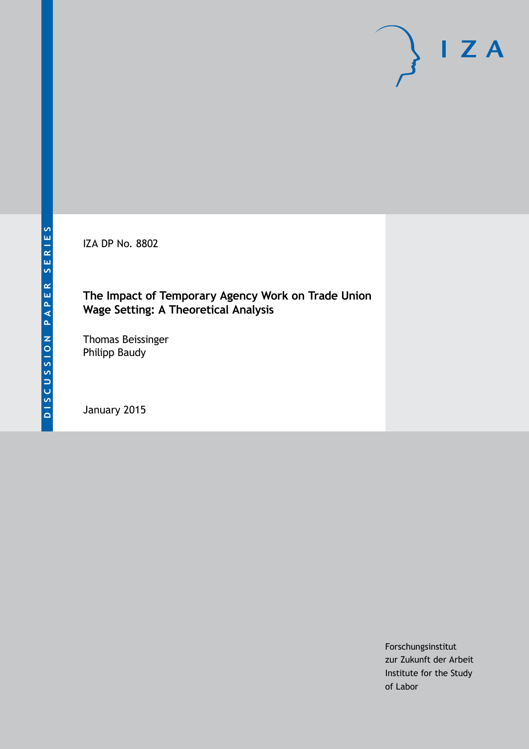DISCUSSION PAPER SERIES

IZA

IZA DP No. 8802

# The Impact of Temporary Agency Work on Trade Union Wage Setting: A Theoretical Analysis

Thomas Beissinger
Philipp Baudy

January 2015

Forschungsinstitut
zur Zukunft der Arbeit
Institute for the Study
of Labor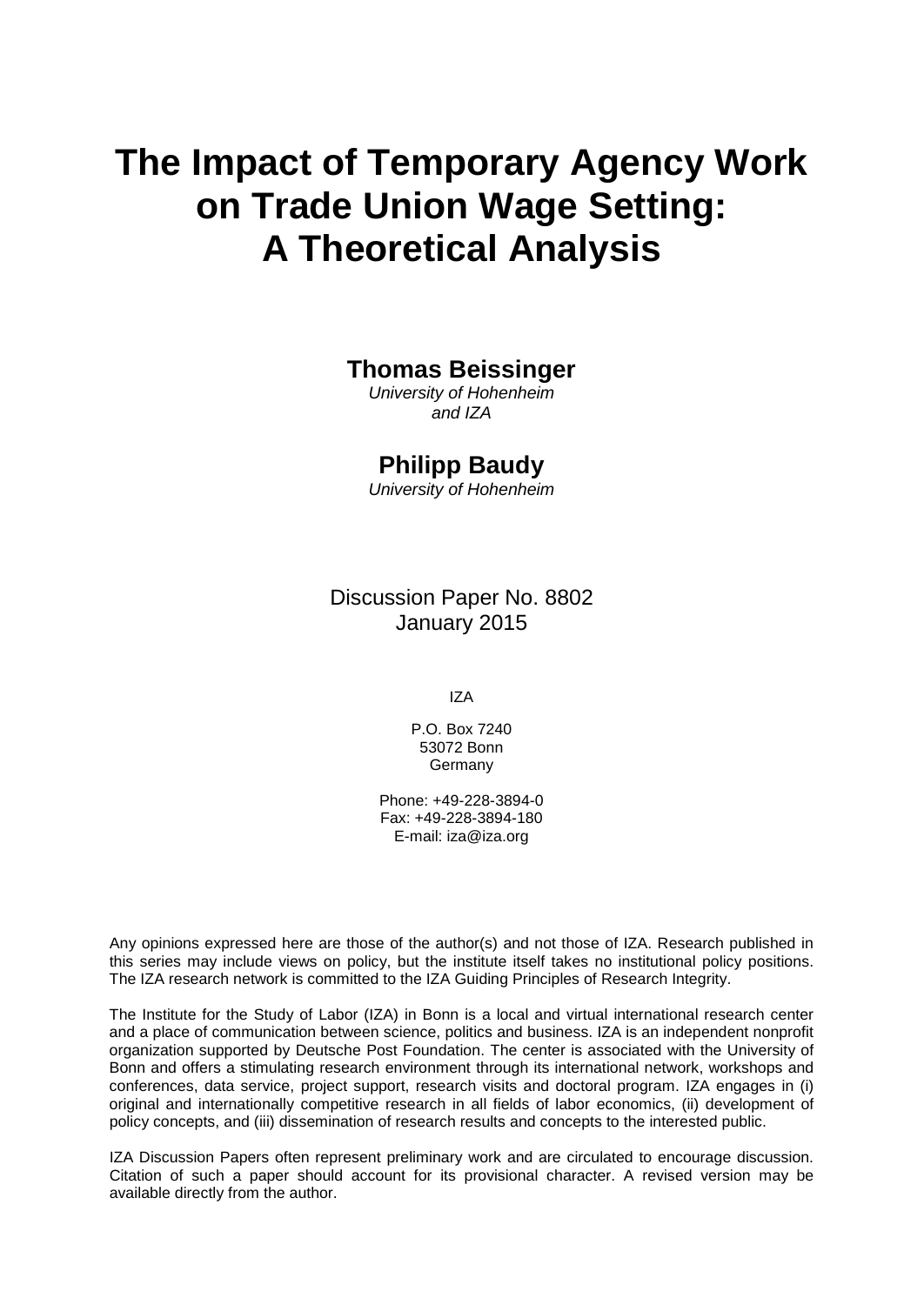# The Impact of Temporary Agency Work on Trade Union Wage Setting: A Theoretical Analysis

**Thomas Beissinger**

*University of Hohenheim and IZA*

**Philipp Baudy**

*University of Hohenheim*

Discussion Paper No. 8802
January 2015

IZA

P.O. Box 7240
53072 Bonn
Germany

Phone: +49-228-3894-0
Fax: +49-228-3894-180
E-mail: iza@iza.org

Any opinions expressed here are those of the author(s) and not those of IZA. Research published in this series may include views on policy, but the institute itself takes no institutional policy positions. The IZA research network is committed to the IZA Guiding Principles of Research Integrity.

The Institute for the Study of Labor (IZA) in Bonn is a local and virtual international research center and a place of communication between science, politics and business. IZA is an independent nonprofit organization supported by Deutsche Post Foundation. The center is associated with the University of Bonn and offers a stimulating research environment through its international network, workshops and conferences, data service, project support, research visits and doctoral program. IZA engages in (i) original and internationally competitive research in all fields of labor economics, (ii) development of policy concepts, and (iii) dissemination of research results and concepts to the interested public.

IZA Discussion Papers often represent preliminary work and are circulated to encourage discussion. Citation of such a paper should account for its provisional character. A revised version may be available directly from the author.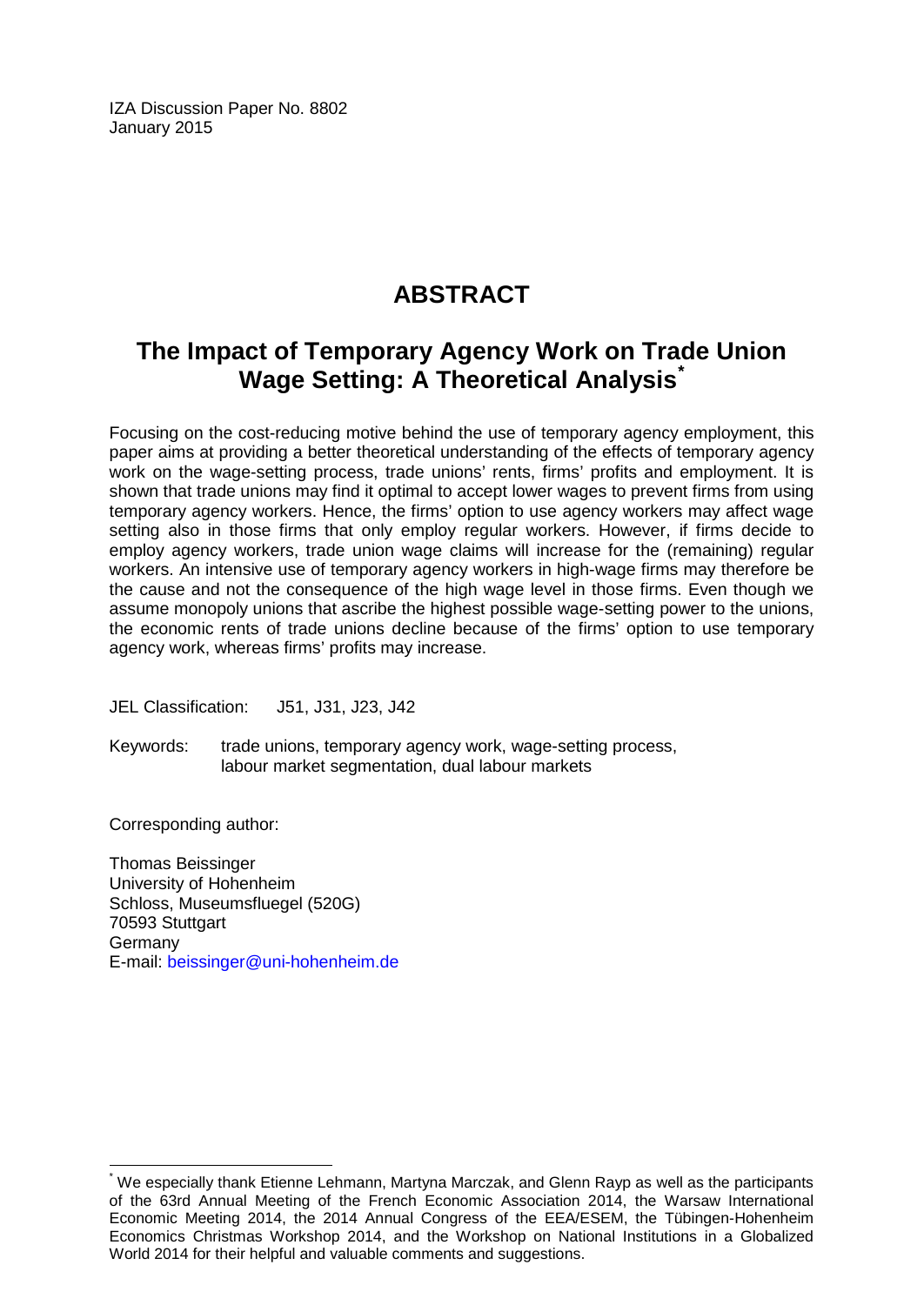IZA Discussion Paper No. 8802
January 2015

# ABSTRACT

## The Impact of Temporary Agency Work on Trade Union Wage Setting: A Theoretical Analysis[*]

Focusing on the cost-reducing motive behind the use of temporary agency employment, this paper aims at providing a better theoretical understanding of the effects of temporary agency work on the wage-setting process, trade unions' rents, firms' profits and employment. It is shown that trade unions may find it optimal to accept lower wages to prevent firms from using temporary agency workers. Hence, the firms' option to use agency workers may affect wage setting also in those firms that only employ regular workers. However, if firms decide to employ agency workers, trade union wage claims will increase for the (remaining) regular workers. An intensive use of temporary agency workers in high-wage firms may therefore be the cause and not the consequence of the high wage level in those firms. Even though we assume monopoly unions that ascribe the highest possible wage-setting power to the unions, the economic rents of trade unions decline because of the firms' option to use temporary agency work, whereas firms' profits may increase.

JEL Classification: J51, J31, J23, J42

Keywords: trade unions, temporary agency work, wage-setting process, labour market segmentation, dual labour markets

Corresponding author:

Thomas Beissinger
University of Hohenheim
Schloss, Museumsfluegel (520G)
70593 Stuttgart
Germany
E-mail: beissinger@uni-hohenheim.de

[*] We especially thank Etienne Lehmann, Martyna Marczak, and Glenn Rayp as well as the participants of the 63rd Annual Meeting of the French Economic Association 2014, the Warsaw International Economic Meeting 2014, the 2014 Annual Congress of the EEA/ESEM, the Tübingen-Hohenheim Economics Christmas Workshop 2014, and the Workshop on National Institutions in a Globalized World 2014 for their helpful and valuable comments and suggestions.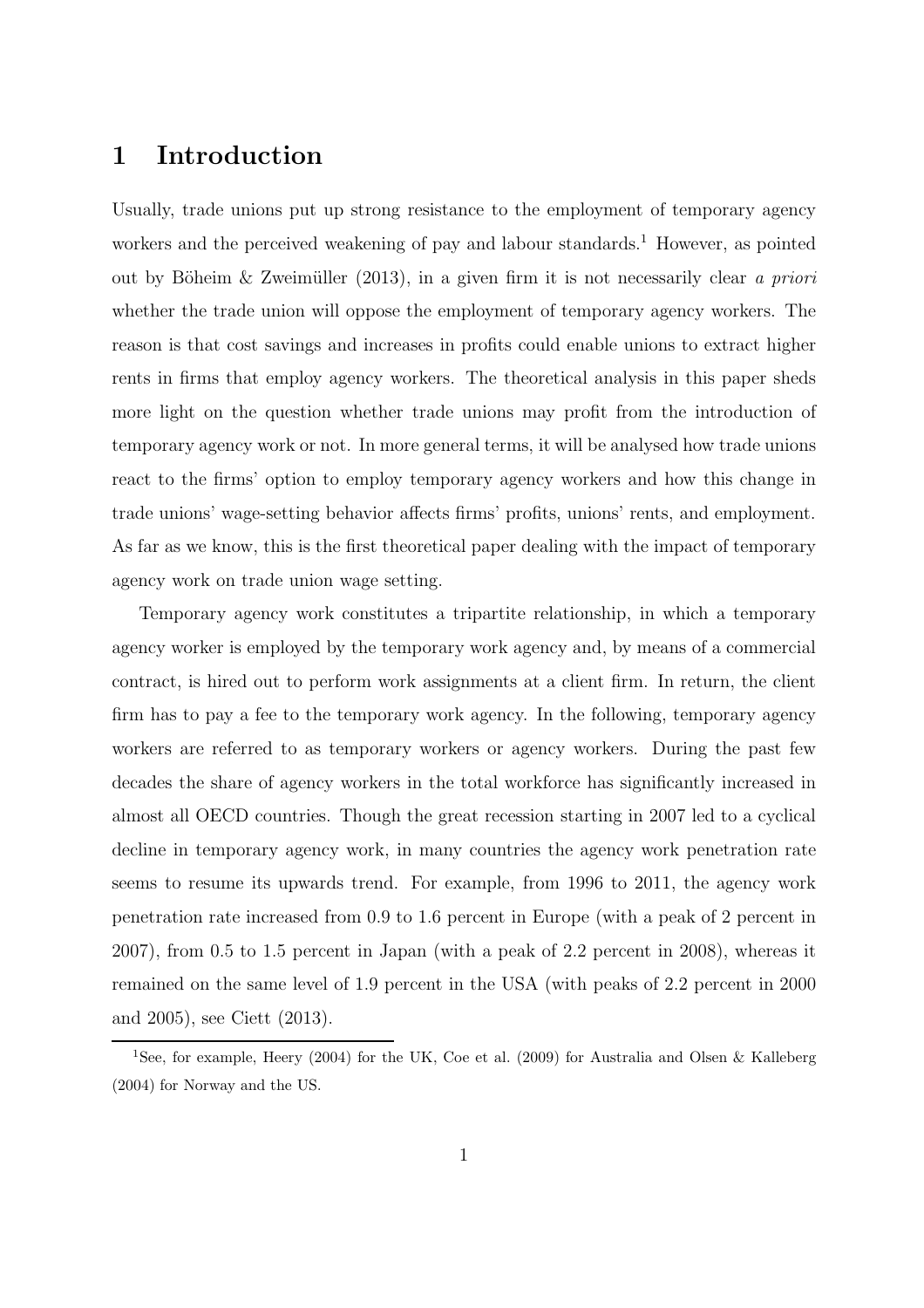# 1 Introduction

Usually, trade unions put up strong resistance to the employment of temporary agency workers and the perceived weakening of pay and labour standards.[1] However, as pointed out by Böheim & Zweimüller (2013), in a given firm it is not necessarily clear *a priori* whether the trade union will oppose the employment of temporary agency workers. The reason is that cost savings and increases in profits could enable unions to extract higher rents in firms that employ agency workers. The theoretical analysis in this paper sheds more light on the question whether trade unions may profit from the introduction of temporary agency work or not. In more general terms, it will be analysed how trade unions react to the firms' option to employ temporary agency workers and how this change in trade unions' wage-setting behavior affects firms' profits, unions' rents, and employment. As far as we know, this is the first theoretical paper dealing with the impact of temporary agency work on trade union wage setting.

Temporary agency work constitutes a tripartite relationship, in which a temporary agency worker is employed by the temporary work agency and, by means of a commercial contract, is hired out to perform work assignments at a client firm. In return, the client firm has to pay a fee to the temporary work agency. In the following, temporary agency workers are referred to as temporary workers or agency workers. During the past few decades the share of agency workers in the total workforce has significantly increased in almost all OECD countries. Though the great recession starting in 2007 led to a cyclical decline in temporary agency work, in many countries the agency work penetration rate seems to resume its upwards trend. For example, from 1996 to 2011, the agency work penetration rate increased from 0.9 to 1.6 percent in Europe (with a peak of 2 percent in 2007), from 0.5 to 1.5 percent in Japan (with a peak of 2.2 percent in 2008), whereas it remained on the same level of 1.9 percent in the USA (with peaks of 2.2 percent in 2000 and 2005), see Ciett (2013).

[1] See, for example, Heery (2004) for the UK, Coe et al. (2009) for Australia and Olsen & Kalleberg (2004) for Norway and the US.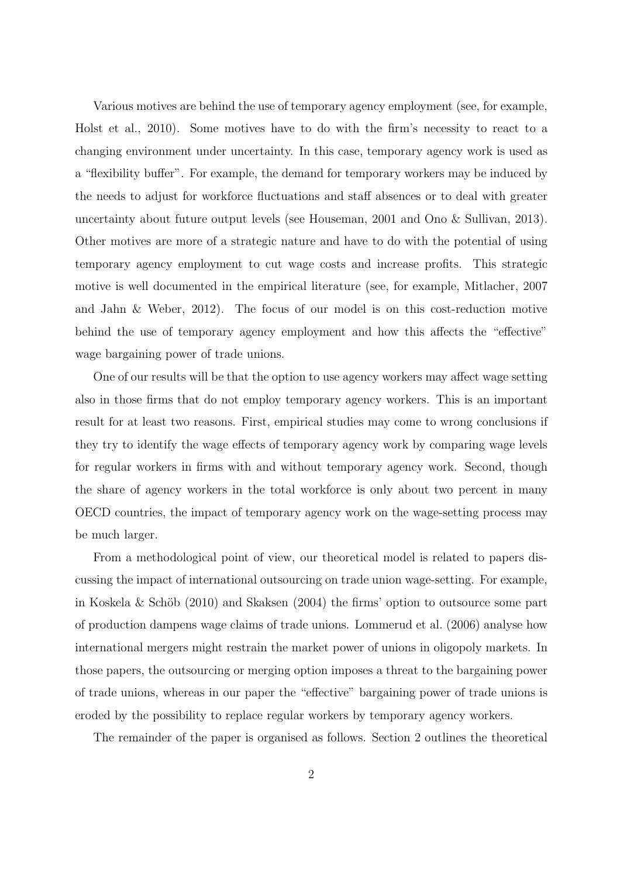Various motives are behind the use of temporary agency employment (see, for example, Holst et al., 2010). Some motives have to do with the firm's necessity to react to a changing environment under uncertainty. In this case, temporary agency work is used as a "flexibility buffer". For example, the demand for temporary workers may be induced by the needs to adjust for workforce fluctuations and staff absences or to deal with greater uncertainty about future output levels (see Houseman, 2001 and Ono & Sullivan, 2013). Other motives are more of a strategic nature and have to do with the potential of using temporary agency employment to cut wage costs and increase profits. This strategic motive is well documented in the empirical literature (see, for example, Mitlacher, 2007 and Jahn & Weber, 2012). The focus of our model is on this cost-reduction motive behind the use of temporary agency employment and how this affects the "effective" wage bargaining power of trade unions.

One of our results will be that the option to use agency workers may affect wage setting also in those firms that do not employ temporary agency workers. This is an important result for at least two reasons. First, empirical studies may come to wrong conclusions if they try to identify the wage effects of temporary agency work by comparing wage levels for regular workers in firms with and without temporary agency work. Second, though the share of agency workers in the total workforce is only about two percent in many OECD countries, the impact of temporary agency work on the wage-setting process may be much larger.

From a methodological point of view, our theoretical model is related to papers discussing the impact of international outsourcing on trade union wage-setting. For example, in Koskela & Schöb (2010) and Skaksen (2004) the firms' option to outsource some part of production dampens wage claims of trade unions. Lommerud et al. (2006) analyse how international mergers might restrain the market power of unions in oligopoly markets. In those papers, the outsourcing or merging option imposes a threat to the bargaining power of trade unions, whereas in our paper the "effective" bargaining power of trade unions is eroded by the possibility to replace regular workers by temporary agency workers.

The remainder of the paper is organised as follows. Section 2 outlines the theoretical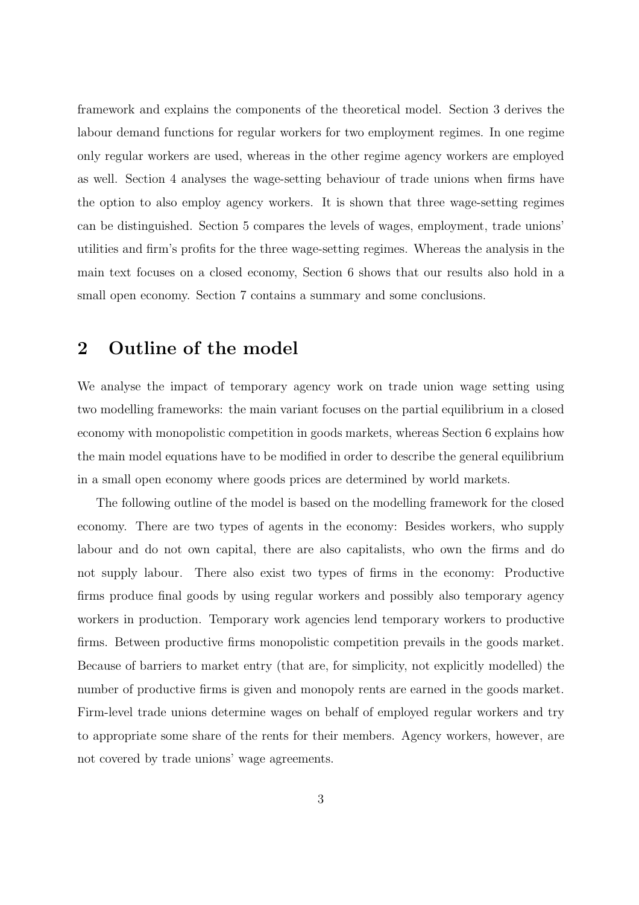framework and explains the components of the theoretical model. Section 3 derives the labour demand functions for regular workers for two employment regimes. In one regime only regular workers are used, whereas in the other regime agency workers are employed as well. Section 4 analyses the wage-setting behaviour of trade unions when firms have the option to also employ agency workers. It is shown that three wage-setting regimes can be distinguished. Section 5 compares the levels of wages, employment, trade unions' utilities and firm's profits for the three wage-setting regimes. Whereas the analysis in the main text focuses on a closed economy, Section 6 shows that our results also hold in a small open economy. Section 7 contains a summary and some conclusions.

## 2 Outline of the model

We analyse the impact of temporary agency work on trade union wage setting using two modelling frameworks: the main variant focuses on the partial equilibrium in a closed economy with monopolistic competition in goods markets, whereas Section 6 explains how the main model equations have to be modified in order to describe the general equilibrium in a small open economy where goods prices are determined by world markets.

The following outline of the model is based on the modelling framework for the closed economy. There are two types of agents in the economy: Besides workers, who supply labour and do not own capital, there are also capitalists, who own the firms and do not supply labour. There also exist two types of firms in the economy: Productive firms produce final goods by using regular workers and possibly also temporary agency workers in production. Temporary work agencies lend temporary workers to productive firms. Between productive firms monopolistic competition prevails in the goods market. Because of barriers to market entry (that are, for simplicity, not explicitly modelled) the number of productive firms is given and monopoly rents are earned in the goods market. Firm-level trade unions determine wages on behalf of employed regular workers and try to appropriate some share of the rents for their members. Agency workers, however, are not covered by trade unions' wage agreements.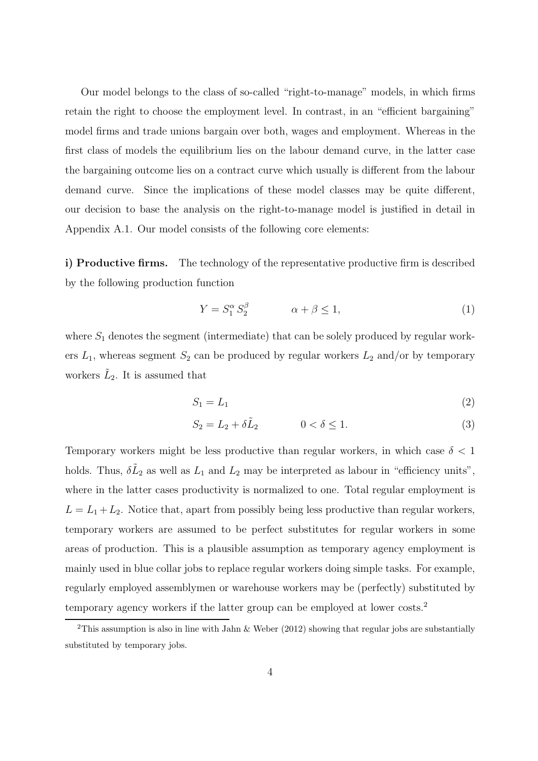Our model belongs to the class of so-called "right-to-manage" models, in which firms retain the right to choose the employment level. In contrast, in an "efficient bargaining" model firms and trade unions bargain over both, wages and employment. Whereas in the first class of models the equilibrium lies on the labour demand curve, in the latter case the bargaining outcome lies on a contract curve which usually is different from the labour demand curve. Since the implications of these model classes may be quite different, our decision to base the analysis on the right-to-manage model is justified in detail in Appendix A.1. Our model consists of the following core elements:

**i) Productive firms.** The technology of the representative productive firm is described by the following production function

$$Y = S_1^{\alpha} \, S_2^{\beta} \qquad\qquad \alpha + \beta \leq 1, \tag{1}$$

where $S_1$ denotes the segment (intermediate) that can be solely produced by regular workers $L_1$, whereas segment $S_2$ can be produced by regular workers $L_2$ and/or by temporary workers $\tilde{L}_2$. It is assumed that

$$S_1 = L_1 \tag{2}$$

$$S_2 = L_2 + \delta \tilde{L}_2 \qquad\qquad 0 < \delta \leq 1. \tag{3}$$

Temporary workers might be less productive than regular workers, in which case $\delta < 1$ holds. Thus, $\delta \tilde{L}_2$ as well as $L_1$ and $L_2$ may be interpreted as labour in "efficiency units", where in the latter cases productivity is normalized to one. Total regular employment is $L = L_1 + L_2$. Notice that, apart from possibly being less productive than regular workers, temporary workers are assumed to be perfect substitutes for regular workers in some areas of production. This is a plausible assumption as temporary agency employment is mainly used in blue collar jobs to replace regular workers doing simple tasks. For example, regularly employed assemblymen or warehouse workers may be (perfectly) substituted by temporary agency workers if the latter group can be employed at lower costs.[2]

[2] This assumption is also in line with Jahn & Weber (2012) showing that regular jobs are substantially substituted by temporary jobs.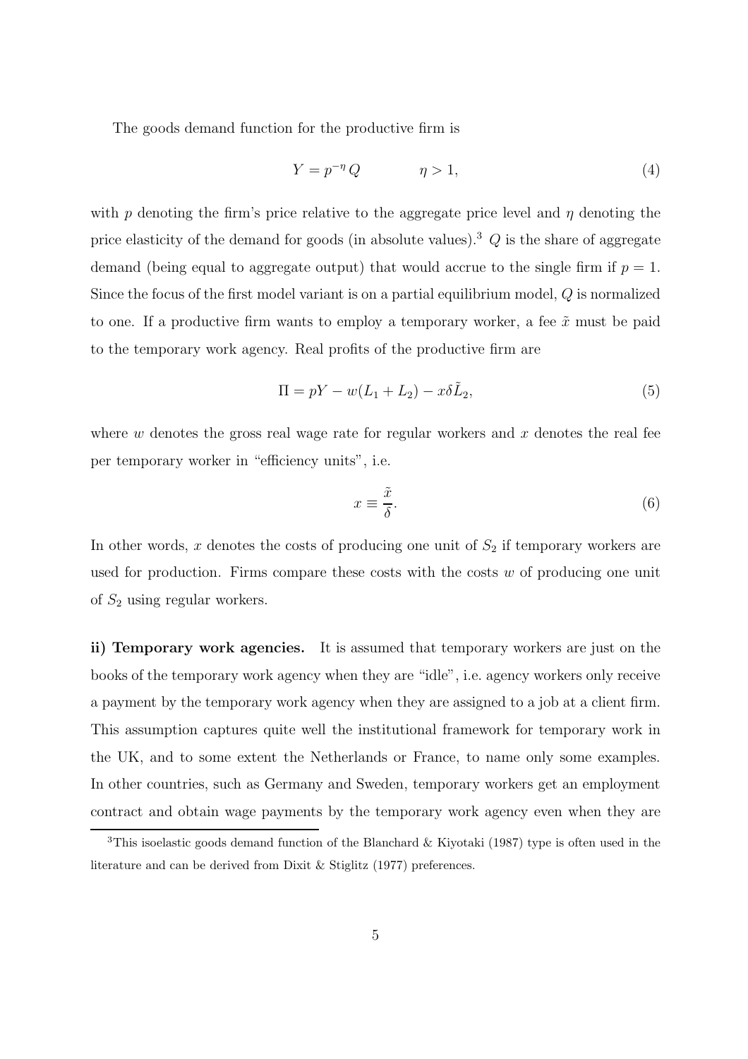The goods demand function for the productive firm is

$$Y = p^{-\eta} Q \qquad \eta > 1, \tag{4}$$

with $p$ denoting the firm's price relative to the aggregate price level and $\eta$ denoting the price elasticity of the demand for goods (in absolute values).[3] $Q$ is the share of aggregate demand (being equal to aggregate output) that would accrue to the single firm if $p = 1$. Since the focus of the first model variant is on a partial equilibrium model, $Q$ is normalized to one. If a productive firm wants to employ a temporary worker, a fee $\tilde{x}$ must be paid to the temporary work agency. Real profits of the productive firm are

$$\Pi = pY - w(L_1 + L_2) - x\delta\tilde{L}_2, \tag{5}$$

where $w$ denotes the gross real wage rate for regular workers and $x$ denotes the real fee per temporary worker in "efficiency units", i.e.

$$x \equiv \frac{\tilde{x}}{\delta}. \tag{6}$$

In other words, $x$ denotes the costs of producing one unit of $S_2$ if temporary workers are used for production. Firms compare these costs with the costs $w$ of producing one unit of $S_2$ using regular workers.

**ii) Temporary work agencies.** It is assumed that temporary workers are just on the books of the temporary work agency when they are "idle", i.e. agency workers only receive a payment by the temporary work agency when they are assigned to a job at a client firm. This assumption captures quite well the institutional framework for temporary work in the UK, and to some extent the Netherlands or France, to name only some examples. In other countries, such as Germany and Sweden, temporary workers get an employment contract and obtain wage payments by the temporary work agency even when they are

[3] This isoelastic goods demand function of the Blanchard & Kiyotaki (1987) type is often used in the literature and can be derived from Dixit & Stiglitz (1977) preferences.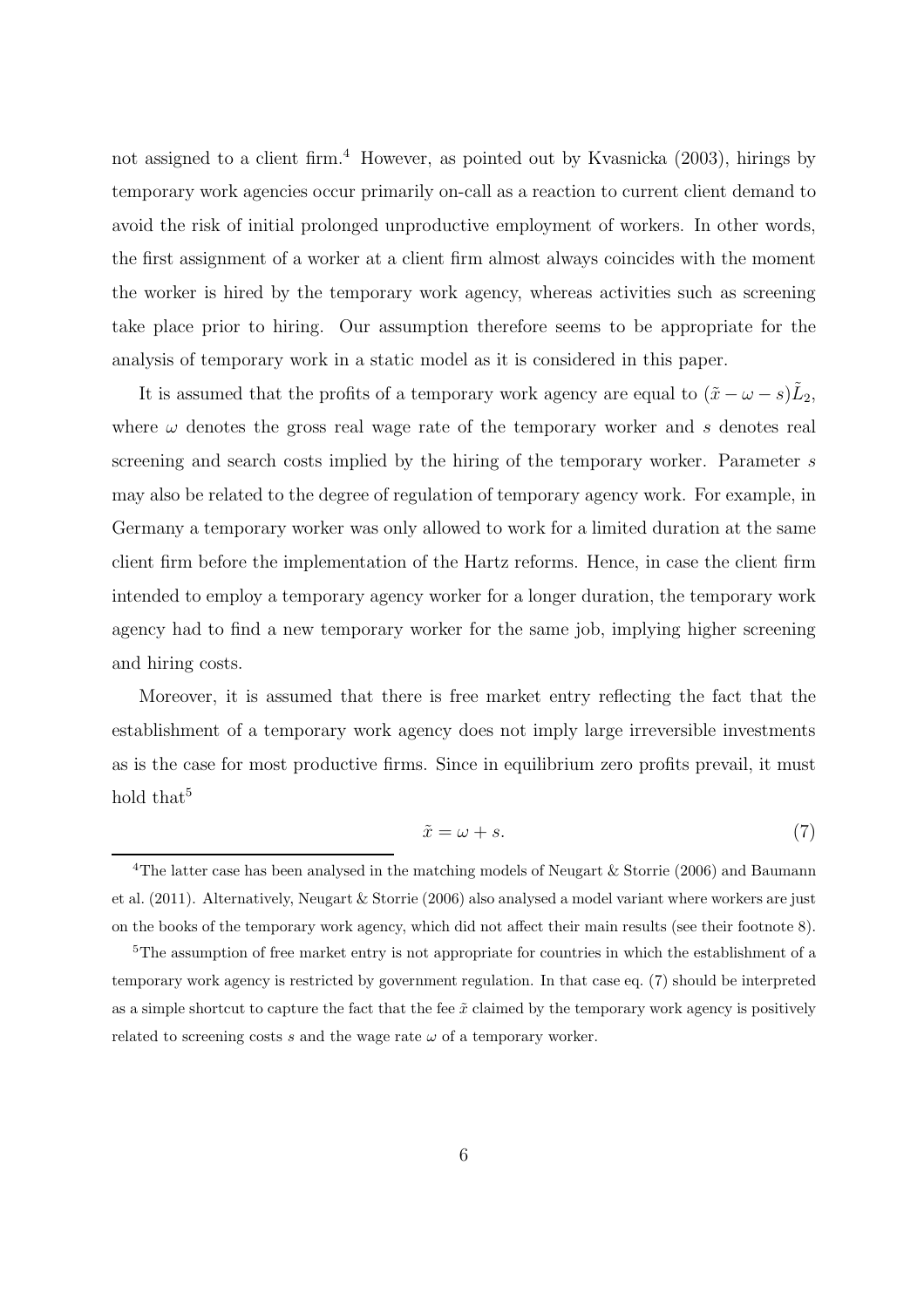not assigned to a client firm.[4] However, as pointed out by Kvasnicka (2003), hirings by temporary work agencies occur primarily on-call as a reaction to current client demand to avoid the risk of initial prolonged unproductive employment of workers. In other words, the first assignment of a worker at a client firm almost always coincides with the moment the worker is hired by the temporary work agency, whereas activities such as screening take place prior to hiring. Our assumption therefore seems to be appropriate for the analysis of temporary work in a static model as it is considered in this paper.

It is assumed that the profits of a temporary work agency are equal to $(\tilde{x} - \omega - s)\tilde{L}_2$, where $\omega$ denotes the gross real wage rate of the temporary worker and $s$ denotes real screening and search costs implied by the hiring of the temporary worker. Parameter $s$ may also be related to the degree of regulation of temporary agency work. For example, in Germany a temporary worker was only allowed to work for a limited duration at the same client firm before the implementation of the Hartz reforms. Hence, in case the client firm intended to employ a temporary agency worker for a longer duration, the temporary work agency had to find a new temporary worker for the same job, implying higher screening and hiring costs.

Moreover, it is assumed that there is free market entry reflecting the fact that the establishment of a temporary work agency does not imply large irreversible investments as is the case for most productive firms. Since in equilibrium zero profits prevail, it must hold that[5]

$$\tilde{x} = \omega + s. \tag{7}$$

---

[4] The latter case has been analysed in the matching models of Neugart & Storrie (2006) and Baumann et al. (2011). Alternatively, Neugart & Storrie (2006) also analysed a model variant where workers are just on the books of the temporary work agency, which did not affect their main results (see their footnote 8).

[5] The assumption of free market entry is not appropriate for countries in which the establishment of a temporary work agency is restricted by government regulation. In that case eq. (7) should be interpreted as a simple shortcut to capture the fact that the fee $\tilde{x}$ claimed by the temporary work agency is positively related to screening costs $s$ and the wage rate $\omega$ of a temporary worker.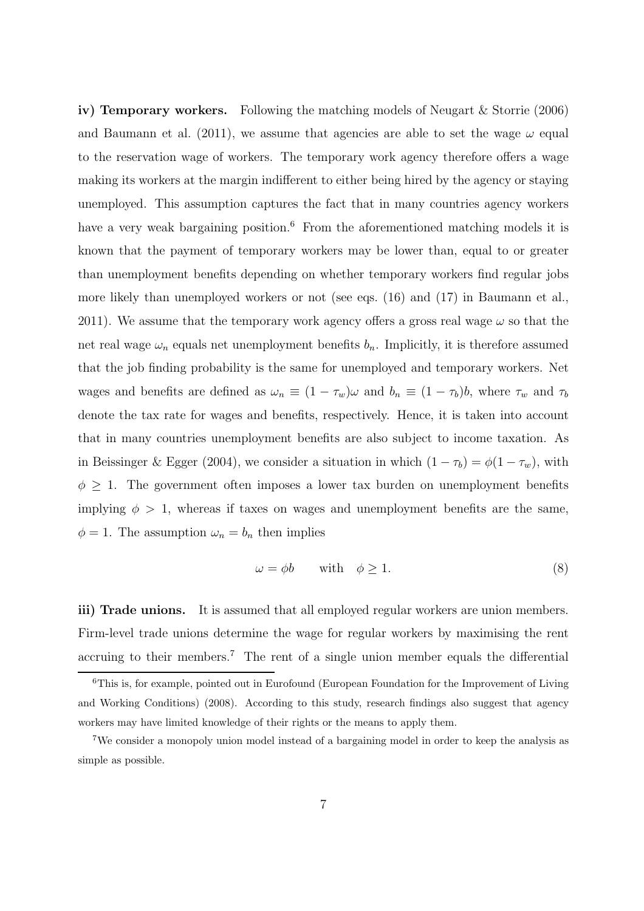**iv) Temporary workers.** Following the matching models of Neugart & Storrie (2006) and Baumann et al. (2011), we assume that agencies are able to set the wage $\omega$ equal to the reservation wage of workers. The temporary work agency therefore offers a wage making its workers at the margin indifferent to either being hired by the agency or staying unemployed. This assumption captures the fact that in many countries agency workers have a very weak bargaining position.[6] From the aforementioned matching models it is known that the payment of temporary workers may be lower than, equal to or greater than unemployment benefits depending on whether temporary workers find regular jobs more likely than unemployed workers or not (see eqs. (16) and (17) in Baumann et al., 2011). We assume that the temporary work agency offers a gross real wage $\omega$ so that the net real wage $\omega_n$ equals net unemployment benefits $b_n$. Implicitly, it is therefore assumed that the job finding probability is the same for unemployed and temporary workers. Net wages and benefits are defined as $\omega_n \equiv (1 - \tau_w)\omega$ and $b_n \equiv (1 - \tau_b)b$, where $\tau_w$ and $\tau_b$ denote the tax rate for wages and benefits, respectively. Hence, it is taken into account that in many countries unemployment benefits are also subject to income taxation. As in Beissinger & Egger (2004), we consider a situation in which $(1 - \tau_b) = \phi(1 - \tau_w)$, with $\phi \geq 1$. The government often imposes a lower tax burden on unemployment benefits implying $\phi > 1$, whereas if taxes on wages and unemployment benefits are the same, $\phi = 1$. The assumption $\omega_n = b_n$ then implies

$$\omega = \phi b \qquad \text{with} \quad \phi \geq 1. \tag{8}$$

**iii) Trade unions.** It is assumed that all employed regular workers are union members. Firm-level trade unions determine the wage for regular workers by maximising the rent accruing to their members.[7] The rent of a single union member equals the differential

[6] This is, for example, pointed out in Eurofound (European Foundation for the Improvement of Living and Working Conditions) (2008). According to this study, research findings also suggest that agency workers may have limited knowledge of their rights or the means to apply them.

[7] We consider a monopoly union model instead of a bargaining model in order to keep the analysis as simple as possible.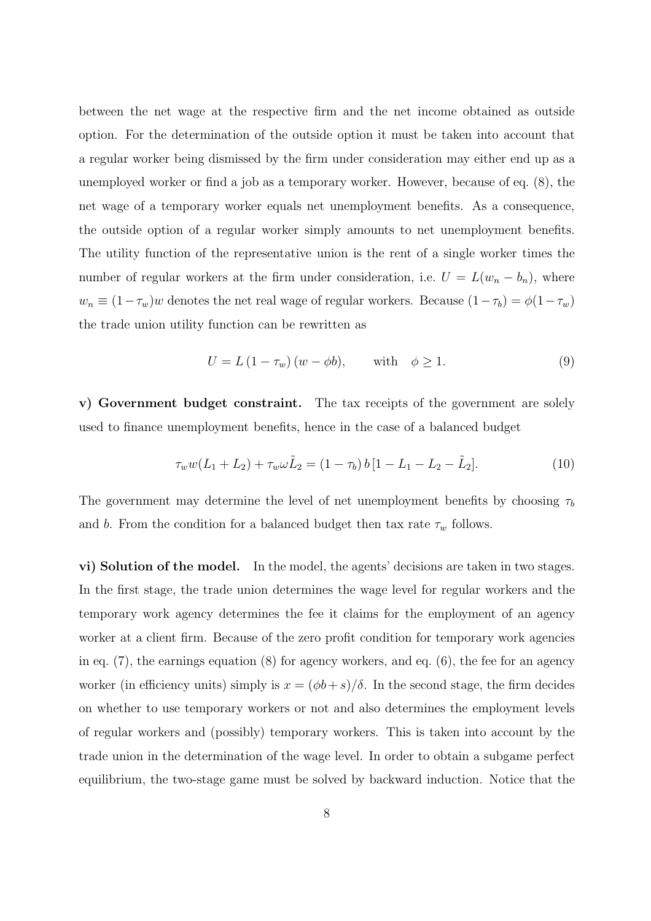between the net wage at the respective firm and the net income obtained as outside option. For the determination of the outside option it must be taken into account that a regular worker being dismissed by the firm under consideration may either end up as a unemployed worker or find a job as a temporary worker. However, because of eq. (8), the net wage of a temporary worker equals net unemployment benefits. As a consequence, the outside option of a regular worker simply amounts to net unemployment benefits. The utility function of the representative union is the rent of a single worker times the number of regular workers at the firm under consideration, i.e. $U = L(w_n - b_n)$, where $w_n \equiv (1-\tau_w)w$ denotes the net real wage of regular workers. Because $(1-\tau_b) = \phi(1-\tau_w)$ the trade union utility function can be rewritten as

$$U = L\,(1-\tau_w)\,(w - \phi b), \qquad \text{with} \quad \phi \geq 1. \tag{9}$$

**v) Government budget constraint.** The tax receipts of the government are solely used to finance unemployment benefits, hence in the case of a balanced budget

$$\tau_w w(L_1 + L_2) + \tau_w \omega \tilde{L}_2 = (1-\tau_b)\, b\, [1 - L_1 - L_2 - \tilde{L}_2]. \tag{10}$$

The government may determine the level of net unemployment benefits by choosing $\tau_b$ and $b$. From the condition for a balanced budget then tax rate $\tau_w$ follows.

**vi) Solution of the model.** In the model, the agents' decisions are taken in two stages. In the first stage, the trade union determines the wage level for regular workers and the temporary work agency determines the fee it claims for the employment of an agency worker at a client firm. Because of the zero profit condition for temporary work agencies in eq. (7), the earnings equation (8) for agency workers, and eq. (6), the fee for an agency worker (in efficiency units) simply is $x = (\phi b + s)/\delta$. In the second stage, the firm decides on whether to use temporary workers or not and also determines the employment levels of regular workers and (possibly) temporary workers. This is taken into account by the trade union in the determination of the wage level. In order to obtain a subgame perfect equilibrium, the two-stage game must be solved by backward induction. Notice that the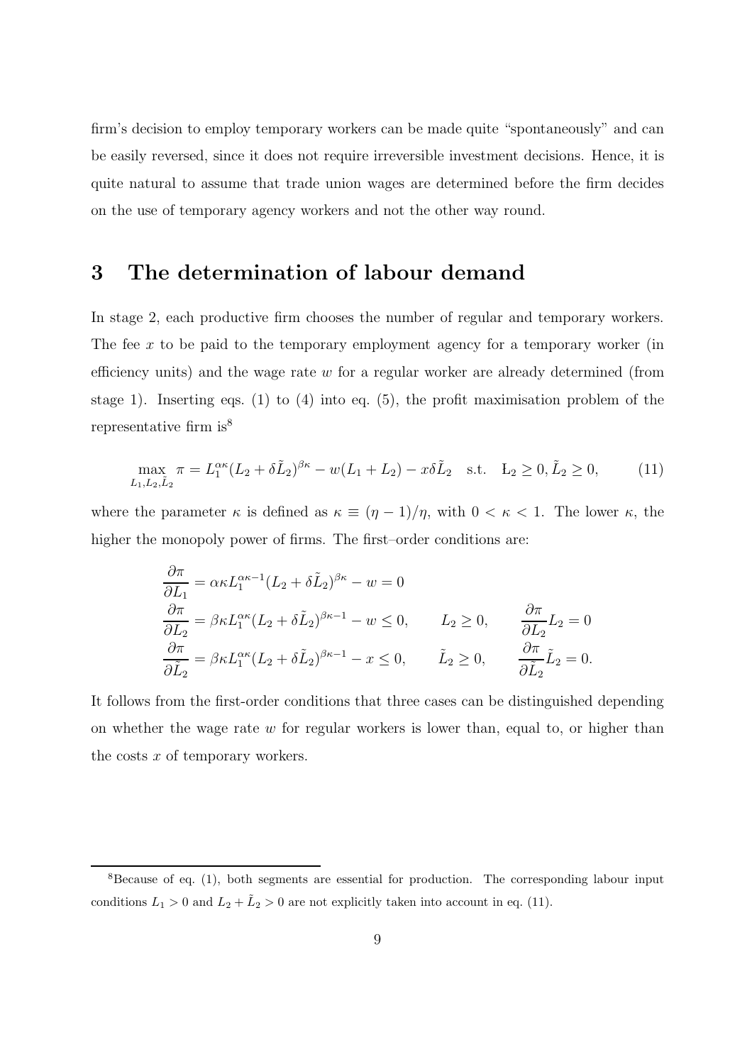firm's decision to employ temporary workers can be made quite "spontaneously" and can be easily reversed, since it does not require irreversible investment decisions. Hence, it is quite natural to assume that trade union wages are determined before the firm decides on the use of temporary agency workers and not the other way round.

## 3 The determination of labour demand

In stage 2, each productive firm chooses the number of regular and temporary workers. The fee $x$ to be paid to the temporary employment agency for a temporary worker (in efficiency units) and the wage rate $w$ for a regular worker are already determined (from stage 1). Inserting eqs. (1) to (4) into eq. (5), the profit maximisation problem of the representative firm is[8]

$$\max_{L_1, L_2, \tilde{L}_2} \pi = L_1^{\alpha\kappa}(L_2 + \delta\tilde{L}_2)^{\beta\kappa} - w(L_1 + L_2) - x\delta\tilde{L}_2 \quad \text{s.t.} \quad L_2 \geq 0, \tilde{L}_2 \geq 0, \tag{11}$$

where the parameter $\kappa$ is defined as $\kappa \equiv (\eta - 1)/\eta$, with $0 < \kappa < 1$. The lower $\kappa$, the higher the monopoly power of firms. The first–order conditions are:

$$\begin{aligned}
\frac{\partial \pi}{\partial L_1} &= \alpha\kappa L_1^{\alpha\kappa - 1}(L_2 + \delta\tilde{L}_2)^{\beta\kappa} - w = 0 \\
\frac{\partial \pi}{\partial L_2} &= \beta\kappa L_1^{\alpha\kappa}(L_2 + \delta\tilde{L}_2)^{\beta\kappa - 1} - w \leq 0, \qquad L_2 \geq 0, \qquad \frac{\partial \pi}{\partial L_2} L_2 = 0 \\
\frac{\partial \pi}{\partial \tilde{L}_2} &= \beta\kappa L_1^{\alpha\kappa}(L_2 + \delta\tilde{L}_2)^{\beta\kappa - 1} - x \leq 0, \qquad \tilde{L}_2 \geq 0, \qquad \frac{\partial \pi}{\partial \tilde{L}_2} \tilde{L}_2 = 0.
\end{aligned}$$

It follows from the first-order conditions that three cases can be distinguished depending on whether the wage rate $w$ for regular workers is lower than, equal to, or higher than the costs $x$ of temporary workers.

[8] Because of eq. (1), both segments are essential for production. The corresponding labour input conditions $L_1 > 0$ and $L_2 + \tilde{L}_2 > 0$ are not explicitly taken into account in eq. (11).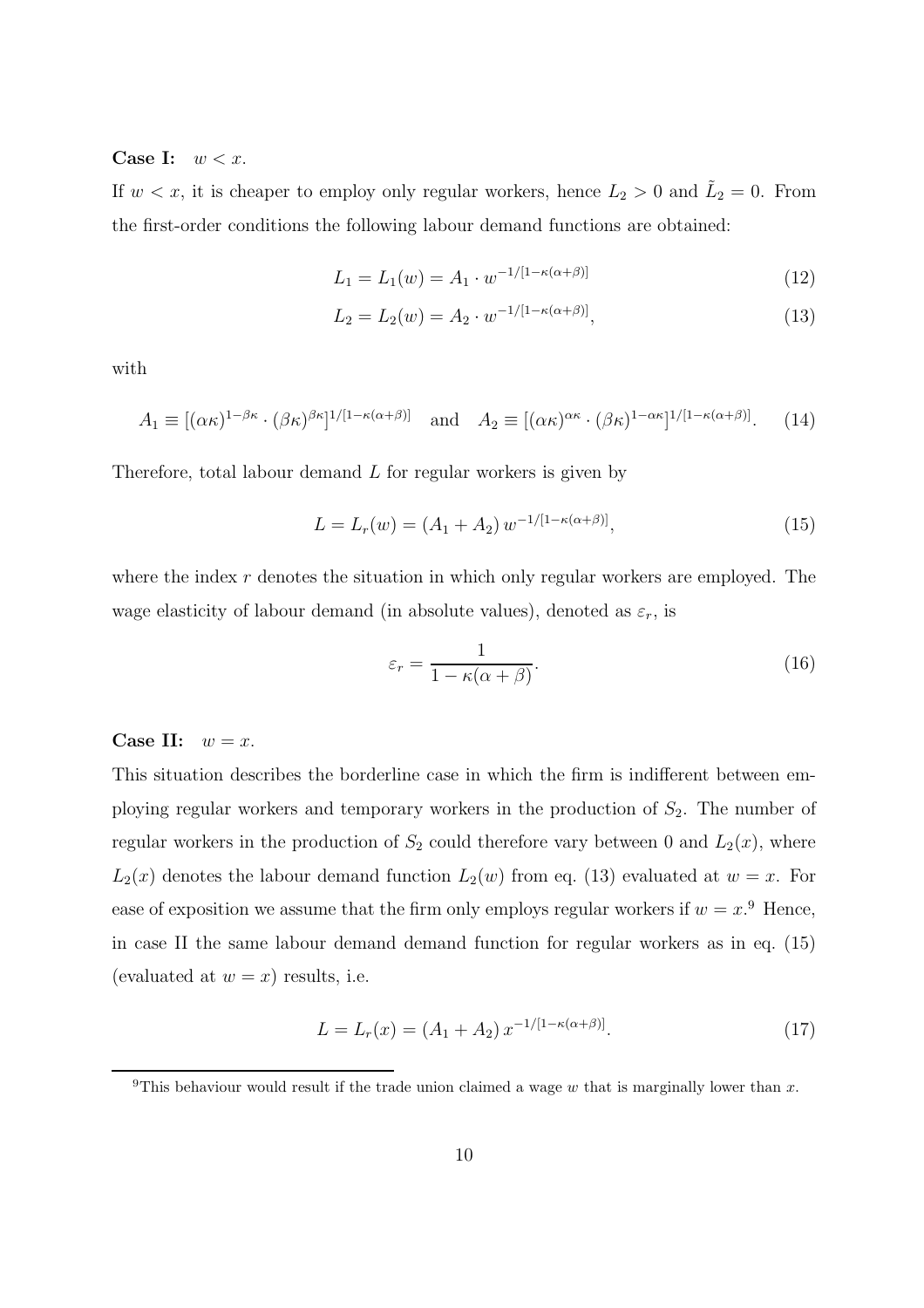**Case I:** $w < x$.

If $w < x$, it is cheaper to employ only regular workers, hence $L_2 > 0$ and $\tilde{L}_2 = 0$. From the first-order conditions the following labour demand functions are obtained:

$$L_1 = L_1(w) = A_1 \cdot w^{-1/[1-\kappa(\alpha+\beta)]} \tag{12}$$

$$L_2 = L_2(w) = A_2 \cdot w^{-1/[1-\kappa(\alpha+\beta)]}, \tag{13}$$

with

$$A_1 \equiv [(\alpha\kappa)^{1-\beta\kappa} \cdot (\beta\kappa)^{\beta\kappa}]^{1/[1-\kappa(\alpha+\beta)]} \quad \text{and} \quad A_2 \equiv [(\alpha\kappa)^{\alpha\kappa} \cdot (\beta\kappa)^{1-\alpha\kappa}]^{1/[1-\kappa(\alpha+\beta)]}. \tag{14}$$

Therefore, total labour demand $L$ for regular workers is given by

$$L = L_r(w) = (A_1 + A_2)\, w^{-1/[1-\kappa(\alpha+\beta)]}, \tag{15}$$

where the index $r$ denotes the situation in which only regular workers are employed. The wage elasticity of labour demand (in absolute values), denoted as $\varepsilon_r$, is

$$\varepsilon_r = \frac{1}{1-\kappa(\alpha+\beta)}. \tag{16}$$

**Case II:** $w = x$.

This situation describes the borderline case in which the firm is indifferent between employing regular workers and temporary workers in the production of $S_2$. The number of regular workers in the production of $S_2$ could therefore vary between 0 and $L_2(x)$, where $L_2(x)$ denotes the labour demand function $L_2(w)$ from eq. (13) evaluated at $w = x$. For ease of exposition we assume that the firm only employs regular workers if $w = x$.[9] Hence, in case II the same labour demand demand function for regular workers as in eq. (15) (evaluated at $w = x$) results, i.e.

$$L = L_r(x) = (A_1 + A_2)\, x^{-1/[1-\kappa(\alpha+\beta)]}. \tag{17}$$

[9] This behaviour would result if the trade union claimed a wage $w$ that is marginally lower than $x$.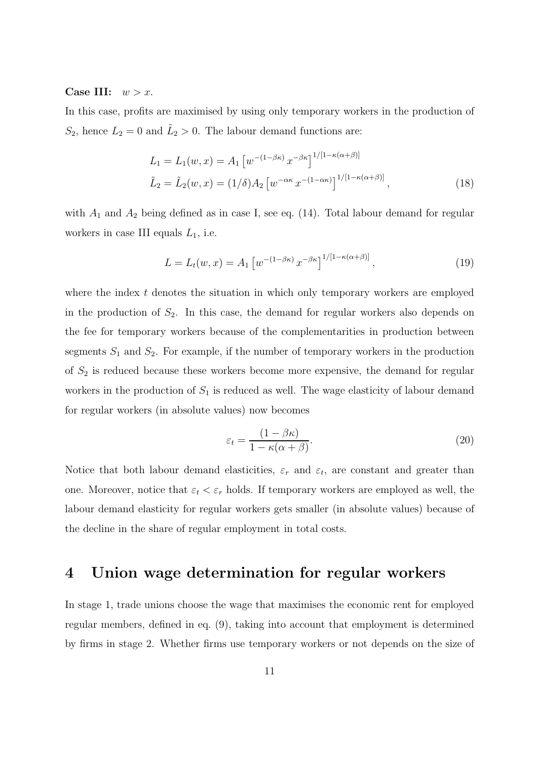**Case III:** $w > x$.

In this case, profits are maximised by using only temporary workers in the production of $S_2$, hence $L_2 = 0$ and $\tilde{L}_2 > 0$. The labour demand functions are:

$$
\begin{aligned}
L_1 &= L_1(w, x) = A_1 \left[ w^{-(1-\beta\kappa)} \, x^{-\beta\kappa} \right]^{1/[1-\kappa(\alpha+\beta)]} \\
\tilde{L}_2 &= \tilde{L}_2(w, x) = (1/\delta) A_2 \left[ w^{-\alpha\kappa} \, x^{-(1-\alpha\kappa)} \right]^{1/[1-\kappa(\alpha+\beta)]},
\end{aligned} \tag{18}
$$

with $A_1$ and $A_2$ being defined as in case I, see eq. (14). Total labour demand for regular workers in case III equals $L_1$, i.e.

$$
L = L_t(w, x) = A_1 \left[ w^{-(1-\beta\kappa)} \, x^{-\beta\kappa} \right]^{1/[1-\kappa(\alpha+\beta)]}, \tag{19}
$$

where the index $t$ denotes the situation in which only temporary workers are employed in the production of $S_2$. In this case, the demand for regular workers also depends on the fee for temporary workers because of the complementarities in production between segments $S_1$ and $S_2$. For example, if the number of temporary workers in the production of $S_2$ is reduced because these workers become more expensive, the demand for regular workers in the production of $S_1$ is reduced as well. The wage elasticity of labour demand for regular workers (in absolute values) now becomes

$$
\varepsilon_t = \frac{(1 - \beta\kappa)}{1 - \kappa(\alpha + \beta)}. \tag{20}
$$

Notice that both labour demand elasticities, $\varepsilon_r$ and $\varepsilon_t$, are constant and greater than one. Moreover, notice that $\varepsilon_t < \varepsilon_r$ holds. If temporary workers are employed as well, the labour demand elasticity for regular workers gets smaller (in absolute values) because of the decline in the share of regular employment in total costs.

## 4 Union wage determination for regular workers

In stage 1, trade unions choose the wage that maximises the economic rent for employed regular members, defined in eq. (9), taking into account that employment is determined by firms in stage 2. Whether firms use temporary workers or not depends on the size of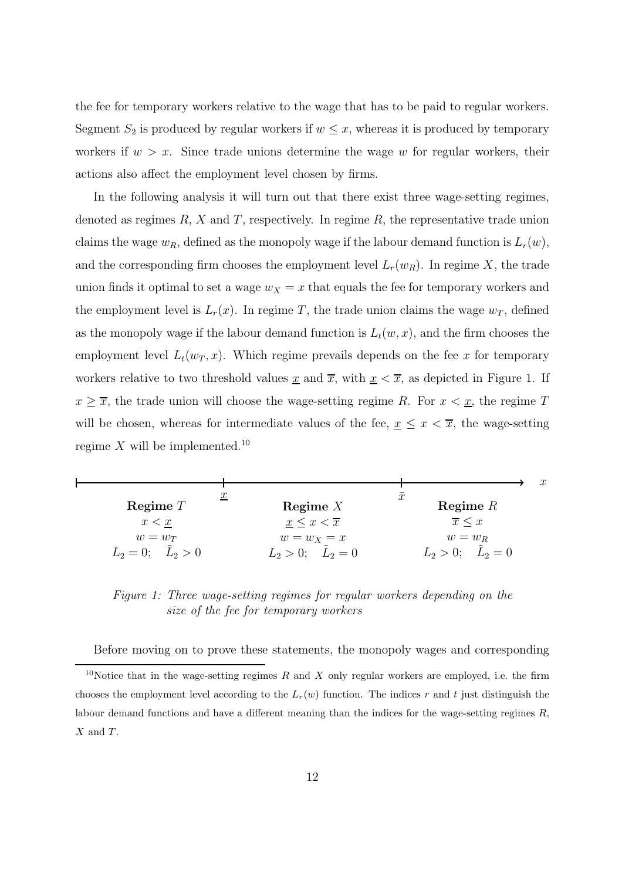the fee for temporary workers relative to the wage that has to be paid to regular workers. Segment $S_2$ is produced by regular workers if $w \leq x$, whereas it is produced by temporary workers if $w > x$. Since trade unions determine the wage $w$ for regular workers, their actions also affect the employment level chosen by firms.

In the following analysis it will turn out that there exist three wage-setting regimes, denoted as regimes $R$, $X$ and $T$, respectively. In regime $R$, the representative trade union claims the wage $w_R$, defined as the monopoly wage if the labour demand function is $L_r(w)$, and the corresponding firm chooses the employment level $L_r(w_R)$. In regime $X$, the trade union finds it optimal to set a wage $w_X = x$ that equals the fee for temporary workers and the employment level is $L_r(x)$. In regime $T$, the trade union claims the wage $w_T$, defined as the monopoly wage if the labour demand function is $L_t(w, x)$, and the firm chooses the employment level $L_t(w_T, x)$. Which regime prevails depends on the fee $x$ for temporary workers relative to two threshold values $\underline{x}$ and $\overline{x}$, with $\underline{x} < \overline{x}$, as depicted in Figure 1. If $x \geq \overline{x}$, the trade union will choose the wage-setting regime $R$. For $x < \underline{x}$, the regime $T$ will be chosen, whereas for intermediate values of the fee, $\underline{x} \leq x < \overline{x}$, the wage-setting regime $X$ will be implemented.[10]

| **Regime $T$** | **Regime $X$** | **Regime $R$** |
|---|---|---|
| $x < \underline{x}$ | $\underline{x} \leq x < \overline{x}$ | $\overline{x} \leq x$ |
| $w = w_T$ | $w = w_X = x$ | $w = w_R$ |
| $L_2 = 0; \quad \tilde{L}_2 > 0$ | $L_2 > 0; \quad \tilde{L}_2 = 0$ | $L_2 > 0; \quad \tilde{L}_2 = 0$ |

(Axis: $x$, with thresholds $\underline{x}$ and $\bar{x}$)

*Figure 1: Three wage-setting regimes for regular workers depending on the size of the fee for temporary workers*

Before moving on to prove these statements, the monopoly wages and corresponding

[10] Notice that in the wage-setting regimes $R$ and $X$ only regular workers are employed, i.e. the firm chooses the employment level according to the $L_r(w)$ function. The indices $r$ and $t$ just distinguish the labour demand functions and have a different meaning than the indices for the wage-setting regimes $R$, $X$ and $T$.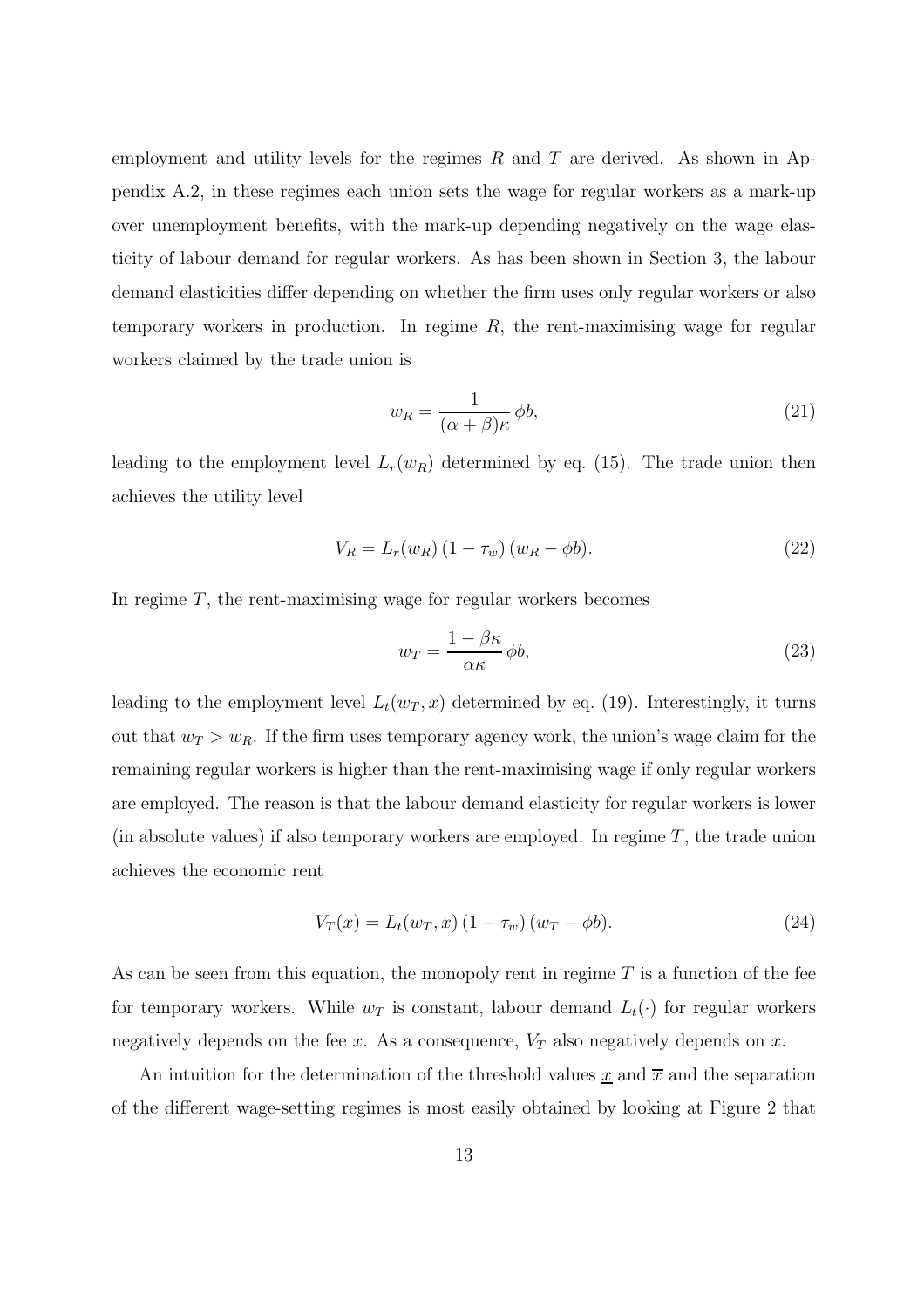employment and utility levels for the regimes $R$ and $T$ are derived. As shown in Appendix A.2, in these regimes each union sets the wage for regular workers as a mark-up over unemployment benefits, with the mark-up depending negatively on the wage elasticity of labour demand for regular workers. As has been shown in Section 3, the labour demand elasticities differ depending on whether the firm uses only regular workers or also temporary workers in production. In regime $R$, the rent-maximising wage for regular workers claimed by the trade union is

$$w_R = \frac{1}{(\alpha + \beta)\kappa} \, \phi b, \tag{21}$$

leading to the employment level $L_r(w_R)$ determined by eq. (15). The trade union then achieves the utility level

$$V_R = L_r(w_R) \, (1 - \tau_w) \, (w_R - \phi b). \tag{22}$$

In regime $T$, the rent-maximising wage for regular workers becomes

$$w_T = \frac{1 - \beta\kappa}{\alpha\kappa} \, \phi b, \tag{23}$$

leading to the employment level $L_t(w_T, x)$ determined by eq. (19). Interestingly, it turns out that $w_T > w_R$. If the firm uses temporary agency work, the union's wage claim for the remaining regular workers is higher than the rent-maximising wage if only regular workers are employed. The reason is that the labour demand elasticity for regular workers is lower (in absolute values) if also temporary workers are employed. In regime $T$, the trade union achieves the economic rent

$$V_T(x) = L_t(w_T, x) \, (1 - \tau_w) \, (w_T - \phi b). \tag{24}$$

As can be seen from this equation, the monopoly rent in regime $T$ is a function of the fee for temporary workers. While $w_T$ is constant, labour demand $L_t(\cdot)$ for regular workers negatively depends on the fee $x$. As a consequence, $V_T$ also negatively depends on $x$.

An intuition for the determination of the threshold values $\underline{x}$ and $\overline{x}$ and the separation of the different wage-setting regimes is most easily obtained by looking at Figure 2 that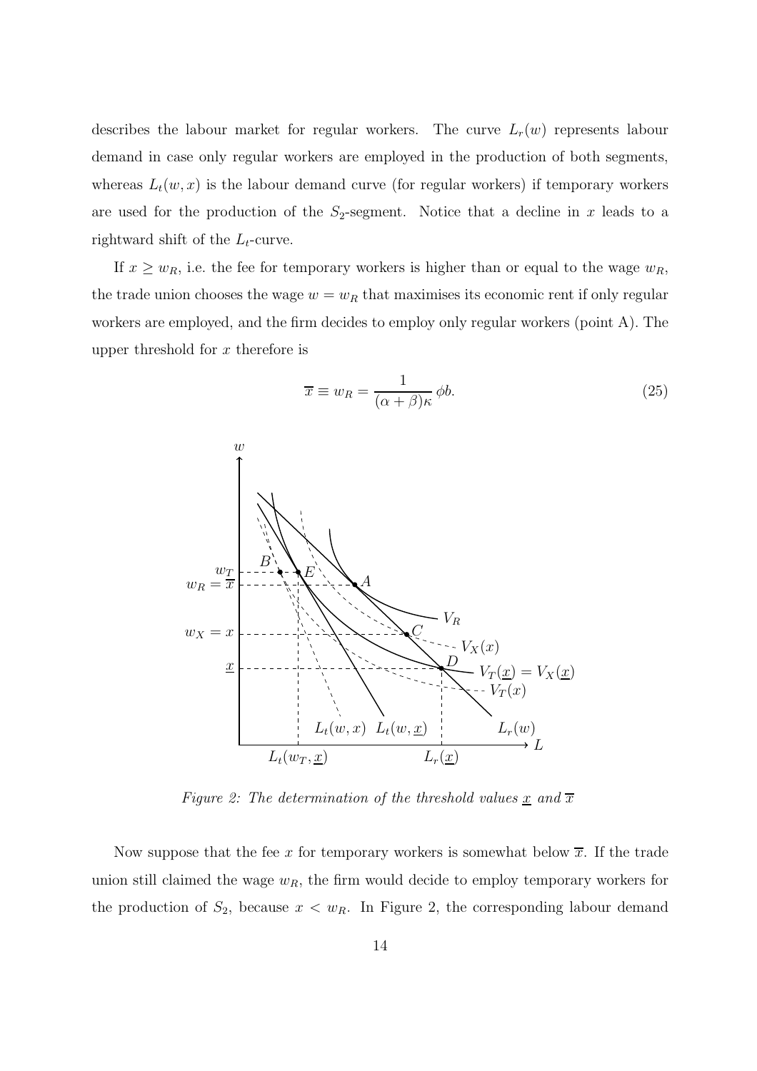describes the labour market for regular workers. The curve $L_r(w)$ represents labour demand in case only regular workers are employed in the production of both segments, whereas $L_t(w, x)$ is the labour demand curve (for regular workers) if temporary workers are used for the production of the $S_2$-segment. Notice that a decline in $x$ leads to a rightward shift of the $L_t$-curve.

If $x \geq w_R$, i.e. the fee for temporary workers is higher than or equal to the wage $w_R$, the trade union chooses the wage $w = w_R$ that maximises its economic rent if only regular workers are employed, and the firm decides to employ only regular workers (point A). The upper threshold for $x$ therefore is

$$\overline{x} \equiv w_R = \frac{1}{(\alpha + \beta)\kappa} \, \phi b. \tag{25}$$

*Figure 2: The determination of the threshold values $\underline{x}$ and $\overline{x}$*

Now suppose that the fee $x$ for temporary workers is somewhat below $\overline{x}$. If the trade union still claimed the wage $w_R$, the firm would decide to employ temporary workers for the production of $S_2$, because $x < w_R$. In Figure 2, the corresponding labour demand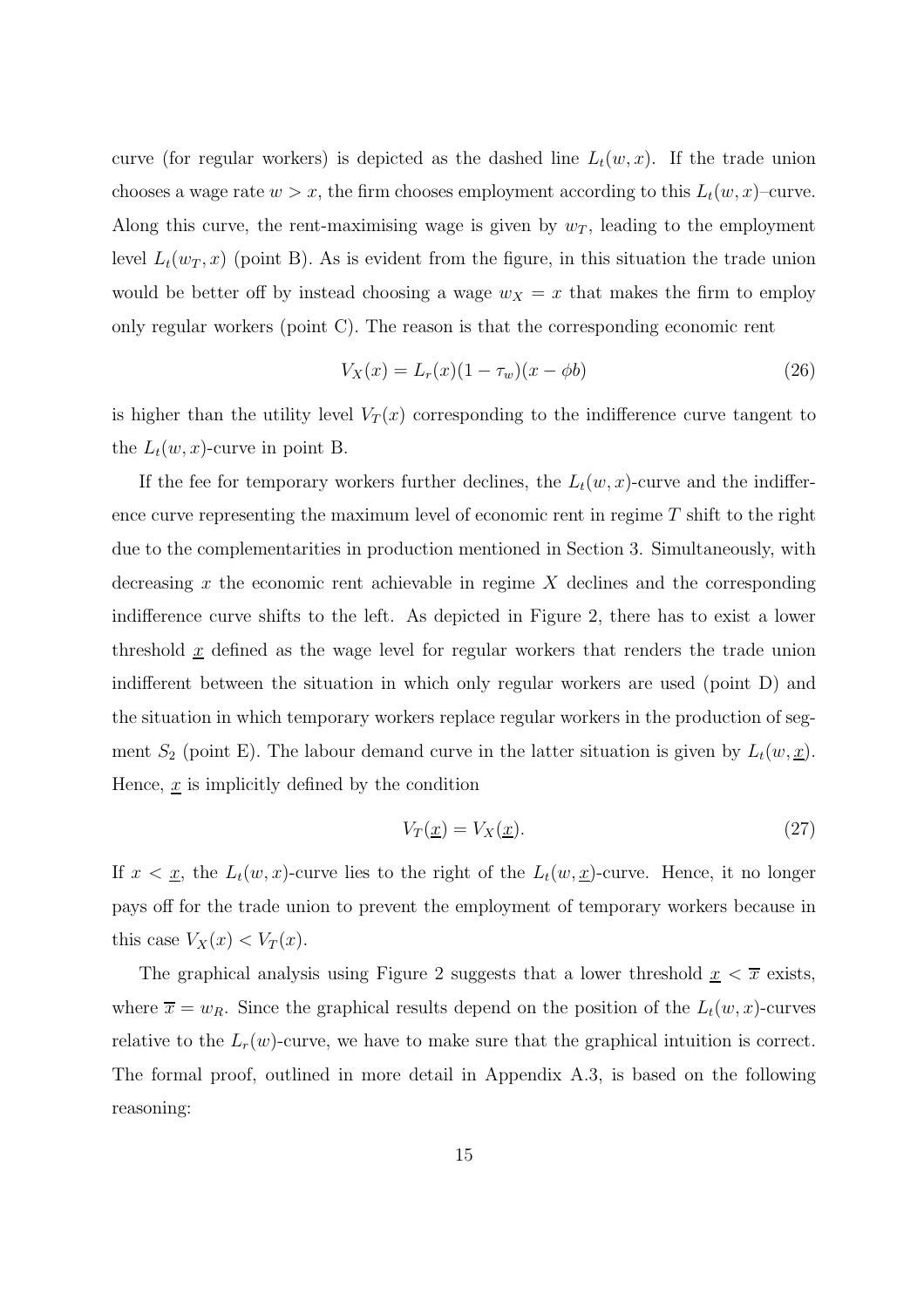curve (for regular workers) is depicted as the dashed line $L_t(w, x)$. If the trade union chooses a wage rate $w > x$, the firm chooses employment according to this $L_t(w, x)$–curve. Along this curve, the rent-maximising wage is given by $w_T$, leading to the employment level $L_t(w_T, x)$ (point B). As is evident from the figure, in this situation the trade union would be better off by instead choosing a wage $w_X = x$ that makes the firm to employ only regular workers (point C). The reason is that the corresponding economic rent

$$V_X(x) = L_r(x)(1 - \tau_w)(x - \phi b) \tag{26}$$

is higher than the utility level $V_T(x)$ corresponding to the indifference curve tangent to the $L_t(w, x)$-curve in point B.

If the fee for temporary workers further declines, the $L_t(w, x)$-curve and the indifference curve representing the maximum level of economic rent in regime $T$ shift to the right due to the complementarities in production mentioned in Section 3. Simultaneously, with decreasing $x$ the economic rent achievable in regime $X$ declines and the corresponding indifference curve shifts to the left. As depicted in Figure 2, there has to exist a lower threshold $\underline{x}$ defined as the wage level for regular workers that renders the trade union indifferent between the situation in which only regular workers are used (point D) and the situation in which temporary workers replace regular workers in the production of segment $S_2$ (point E). The labour demand curve in the latter situation is given by $L_t(w, \underline{x})$. Hence, $\underline{x}$ is implicitly defined by the condition

$$V_T(\underline{x}) = V_X(\underline{x}). \tag{27}$$

If $x < \underline{x}$, the $L_t(w, x)$-curve lies to the right of the $L_t(w, \underline{x})$-curve. Hence, it no longer pays off for the trade union to prevent the employment of temporary workers because in this case $V_X(x) < V_T(x)$.

The graphical analysis using Figure 2 suggests that a lower threshold $\underline{x} < \overline{x}$ exists, where $\overline{x} = w_R$. Since the graphical results depend on the position of the $L_t(w, x)$-curves relative to the $L_r(w)$-curve, we have to make sure that the graphical intuition is correct. The formal proof, outlined in more detail in Appendix A.3, is based on the following reasoning: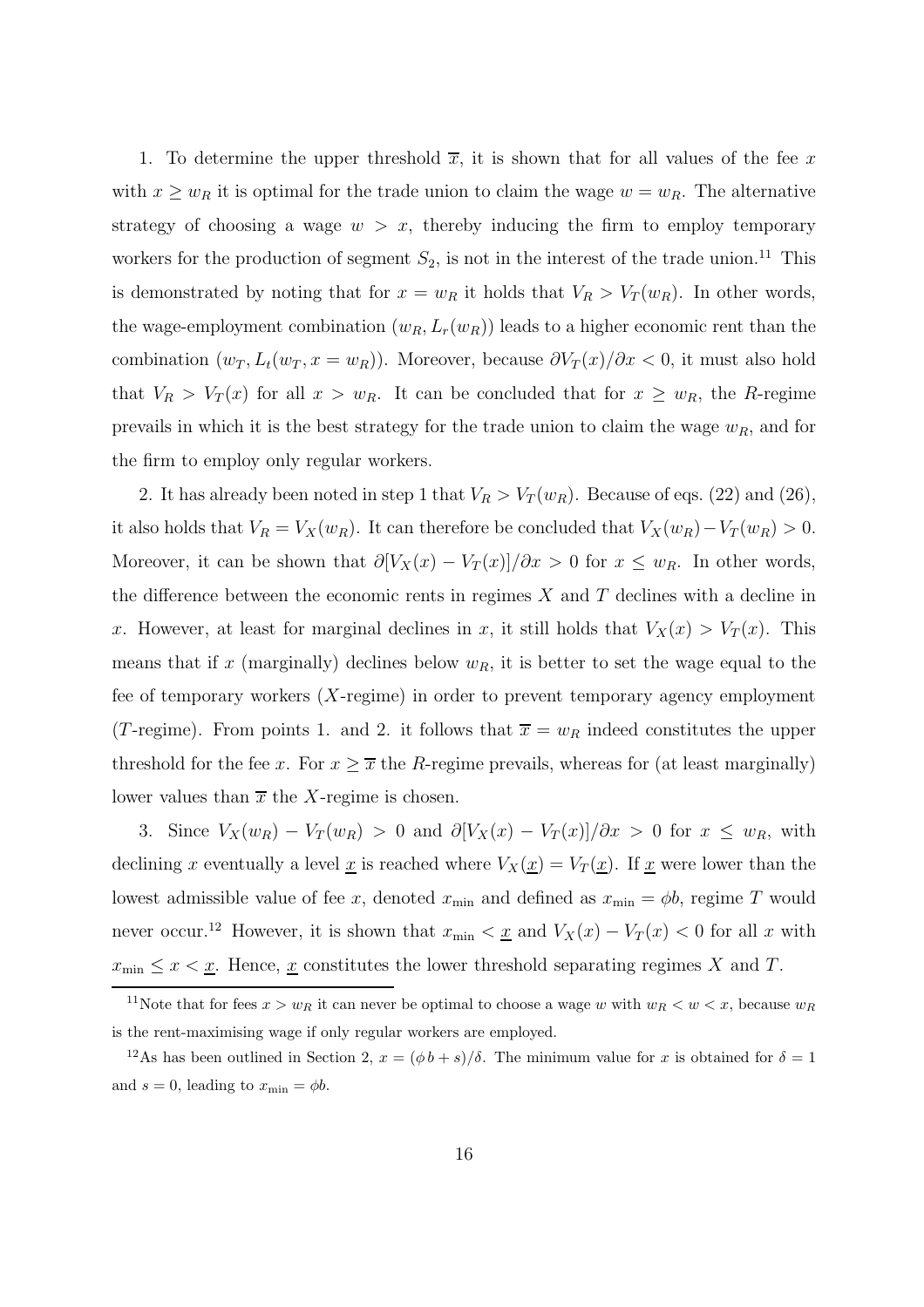1. To determine the upper threshold $\overline{x}$, it is shown that for all values of the fee $x$ with $x \geq w_R$ it is optimal for the trade union to claim the wage $w = w_R$. The alternative strategy of choosing a wage $w > x$, thereby inducing the firm to employ temporary workers for the production of segment $S_2$, is not in the interest of the trade union.[11] This is demonstrated by noting that for $x = w_R$ it holds that $V_R > V_T(w_R)$. In other words, the wage-employment combination $(w_R, L_r(w_R))$ leads to a higher economic rent than the combination $(w_T, L_t(w_T, x = w_R))$. Moreover, because $\partial V_T(x)/\partial x < 0$, it must also hold that $V_R > V_T(x)$ for all $x > w_R$. It can be concluded that for $x \geq w_R$, the $R$-regime prevails in which it is the best strategy for the trade union to claim the wage $w_R$, and for the firm to employ only regular workers.

2. It has already been noted in step 1 that $V_R > V_T(w_R)$. Because of eqs. (22) and (26), it also holds that $V_R = V_X(w_R)$. It can therefore be concluded that $V_X(w_R) - V_T(w_R) > 0$. Moreover, it can be shown that $\partial[V_X(x) - V_T(x)]/\partial x > 0$ for $x \leq w_R$. In other words, the difference between the economic rents in regimes $X$ and $T$ declines with a decline in $x$. However, at least for marginal declines in $x$, it still holds that $V_X(x) > V_T(x)$. This means that if $x$ (marginally) declines below $w_R$, it is better to set the wage equal to the fee of temporary workers ($X$-regime) in order to prevent temporary agency employment ($T$-regime). From points 1. and 2. it follows that $\overline{x} = w_R$ indeed constitutes the upper threshold for the fee $x$. For $x \geq \overline{x}$ the $R$-regime prevails, whereas for (at least marginally) lower values than $\overline{x}$ the $X$-regime is chosen.

3. Since $V_X(w_R) - V_T(w_R) > 0$ and $\partial[V_X(x) - V_T(x)]/\partial x > 0$ for $x \leq w_R$, with declining $x$ eventually a level $\underline{x}$ is reached where $V_X(\underline{x}) = V_T(\underline{x})$. If $\underline{x}$ were lower than the lowest admissible value of fee $x$, denoted $x_{\min}$ and defined as $x_{\min} = \phi b$, regime $T$ would never occur.[12] However, it is shown that $x_{\min} < \underline{x}$ and $V_X(x) - V_T(x) < 0$ for all $x$ with $x_{\min} \leq x < \underline{x}$. Hence, $\underline{x}$ constitutes the lower threshold separating regimes $X$ and $T$.

---

[11] Note that for fees $x > w_R$ it can never be optimal to choose a wage $w$ with $w_R < w < x$, because $w_R$ is the rent-maximising wage if only regular workers are employed.

[12] As has been outlined in Section 2, $x = (\phi\, b + s)/\delta$. The minimum value for $x$ is obtained for $\delta = 1$ and $s = 0$, leading to $x_{\min} = \phi b$.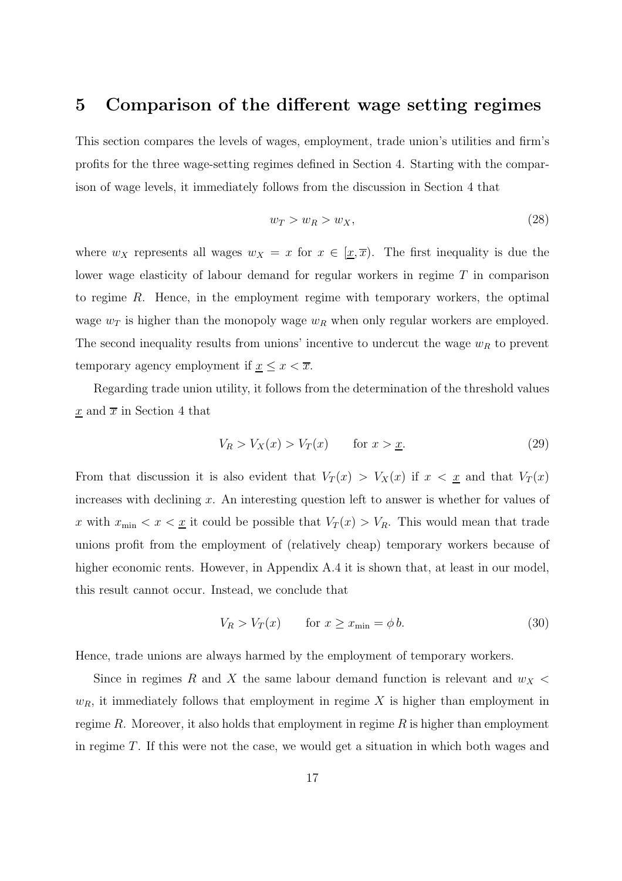## 5 Comparison of the different wage setting regimes

This section compares the levels of wages, employment, trade union's utilities and firm's profits for the three wage-setting regimes defined in Section 4. Starting with the comparison of wage levels, it immediately follows from the discussion in Section 4 that

$$w_T > w_R > w_X, \tag{28}$$

where $w_X$ represents all wages $w_X = x$ for $x \in [\underline{x}, \overline{x})$. The first inequality is due the lower wage elasticity of labour demand for regular workers in regime $T$ in comparison to regime $R$. Hence, in the employment regime with temporary workers, the optimal wage $w_T$ is higher than the monopoly wage $w_R$ when only regular workers are employed. The second inequality results from unions' incentive to undercut the wage $w_R$ to prevent temporary agency employment if $\underline{x} \leq x < \overline{x}$.

Regarding trade union utility, it follows from the determination of the threshold values $\underline{x}$ and $\overline{x}$ in Section 4 that

$$V_R > V_X(x) > V_T(x) \qquad \text{for } x > \underline{x}. \tag{29}$$

From that discussion it is also evident that $V_T(x) > V_X(x)$ if $x < \underline{x}$ and that $V_T(x)$ increases with declining $x$. An interesting question left to answer is whether for values of $x$ with $x_{\min} < x < \underline{x}$ it could be possible that $V_T(x) > V_R$. This would mean that trade unions profit from the employment of (relatively cheap) temporary workers because of higher economic rents. However, in Appendix A.4 it is shown that, at least in our model, this result cannot occur. Instead, we conclude that

$$V_R > V_T(x) \qquad \text{for } x \geq x_{\min} = \phi\, b. \tag{30}$$

Hence, trade unions are always harmed by the employment of temporary workers.

Since in regimes $R$ and $X$ the same labour demand function is relevant and $w_X < w_R$, it immediately follows that employment in regime $X$ is higher than employment in regime $R$. Moreover, it also holds that employment in regime $R$ is higher than employment in regime $T$. If this were not the case, we would get a situation in which both wages and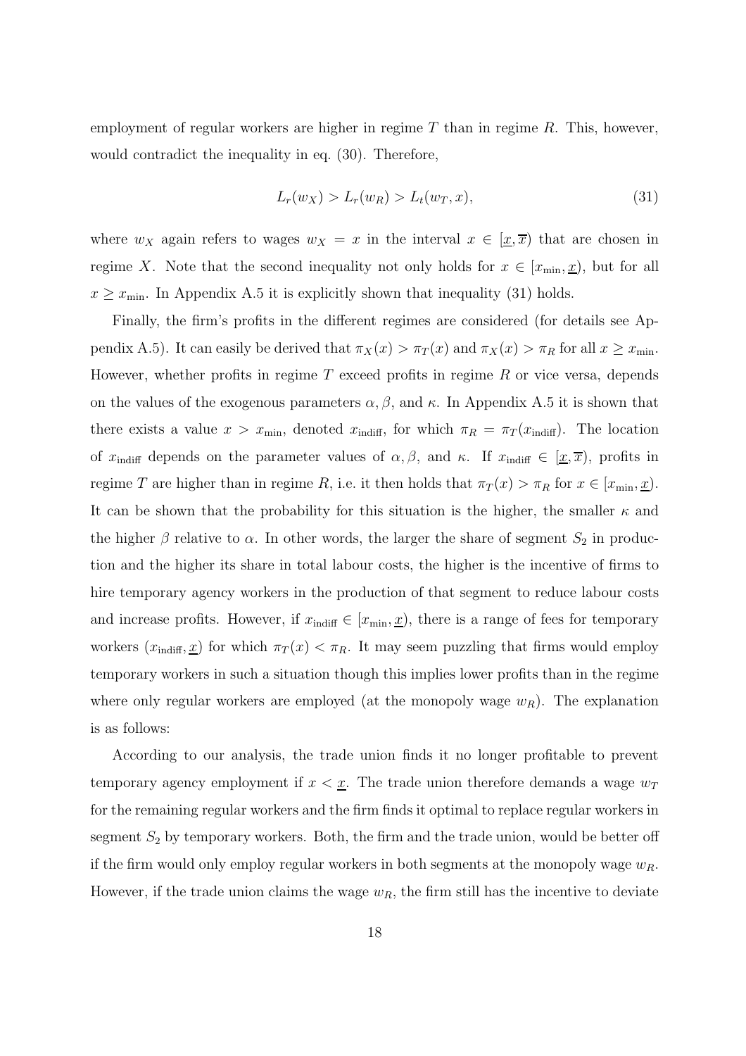employment of regular workers are higher in regime $T$ than in regime $R$. This, however, would contradict the inequality in eq. (30). Therefore,

$$L_r(w_X) > L_r(w_R) > L_t(w_T, x), \tag{31}$$

where $w_X$ again refers to wages $w_X = x$ in the interval $x \in [\underline{x}, \overline{x})$ that are chosen in regime $X$. Note that the second inequality not only holds for $x \in [x_{\min}, \underline{x})$, but for all $x \geq x_{\min}$. In Appendix A.5 it is explicitly shown that inequality (31) holds.

Finally, the firm's profits in the different regimes are considered (for details see Appendix A.5). It can easily be derived that $\pi_X(x) > \pi_T(x)$ and $\pi_X(x) > \pi_R$ for all $x \geq x_{\min}$. However, whether profits in regime $T$ exceed profits in regime $R$ or vice versa, depends on the values of the exogenous parameters $\alpha, \beta$, and $\kappa$. In Appendix A.5 it is shown that there exists a value $x > x_{\min}$, denoted $x_{\text{indiff}}$, for which $\pi_R = \pi_T(x_{\text{indiff}})$. The location of $x_{\text{indiff}}$ depends on the parameter values of $\alpha, \beta$, and $\kappa$. If $x_{\text{indiff}} \in [\underline{x}, \overline{x})$, profits in regime $T$ are higher than in regime $R$, i.e. it then holds that $\pi_T(x) > \pi_R$ for $x \in [x_{\min}, \underline{x})$. It can be shown that the probability for this situation is the higher, the smaller $\kappa$ and the higher $\beta$ relative to $\alpha$. In other words, the larger the share of segment $S_2$ in production and the higher its share in total labour costs, the higher is the incentive of firms to hire temporary agency workers in the production of that segment to reduce labour costs and increase profits. However, if $x_{\text{indiff}} \in [x_{\min}, \underline{x})$, there is a range of fees for temporary workers $(x_{\text{indiff}}, \underline{x})$ for which $\pi_T(x) < \pi_R$. It may seem puzzling that firms would employ temporary workers in such a situation though this implies lower profits than in the regime where only regular workers are employed (at the monopoly wage $w_R$). The explanation is as follows:

According to our analysis, the trade union finds it no longer profitable to prevent temporary agency employment if $x < \underline{x}$. The trade union therefore demands a wage $w_T$ for the remaining regular workers and the firm finds it optimal to replace regular workers in segment $S_2$ by temporary workers. Both, the firm and the trade union, would be better off if the firm would only employ regular workers in both segments at the monopoly wage $w_R$. However, if the trade union claims the wage $w_R$, the firm still has the incentive to deviate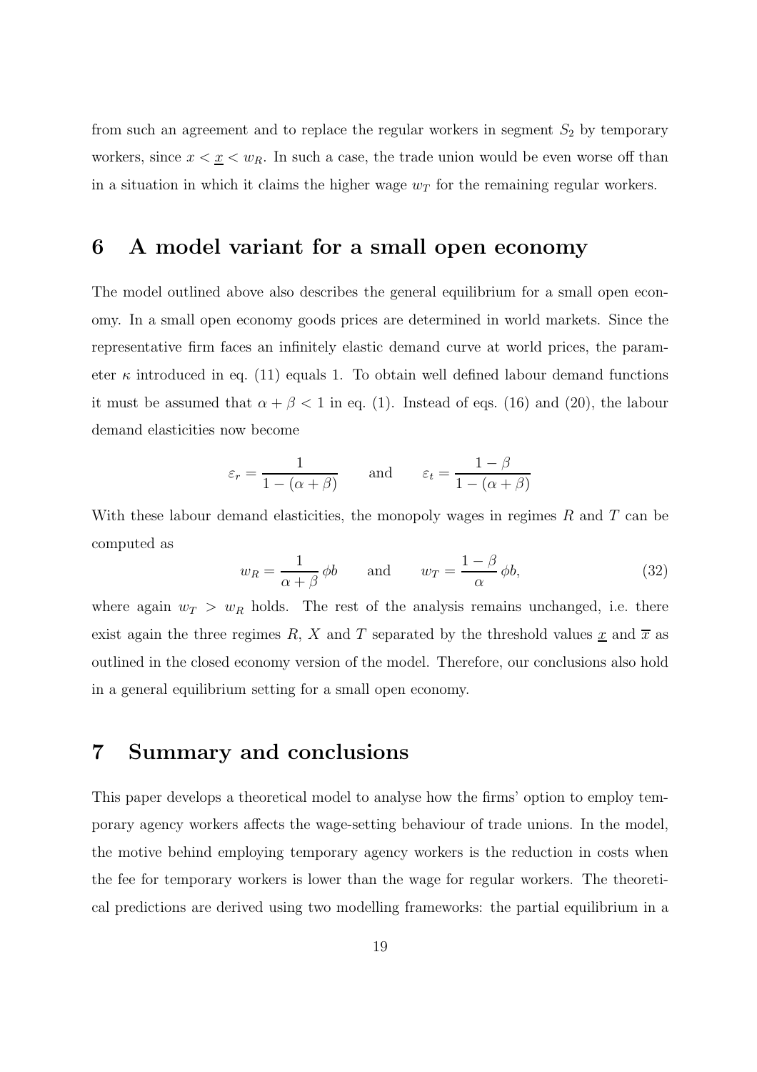from such an agreement and to replace the regular workers in segment $S_2$ by temporary workers, since $x < \underline{x} < w_R$. In such a case, the trade union would be even worse off than in a situation in which it claims the higher wage $w_T$ for the remaining regular workers.

# 6 A model variant for a small open economy

The model outlined above also describes the general equilibrium for a small open economy. In a small open economy goods prices are determined in world markets. Since the representative firm faces an infinitely elastic demand curve at world prices, the parameter $\kappa$ introduced in eq. (11) equals 1. To obtain well defined labour demand functions it must be assumed that $\alpha + \beta < 1$ in eq. (1). Instead of eqs. (16) and (20), the labour demand elasticities now become

$$\varepsilon_r = \frac{1}{1 - (\alpha + \beta)} \qquad \text{and} \qquad \varepsilon_t = \frac{1 - \beta}{1 - (\alpha + \beta)}$$

With these labour demand elasticities, the monopoly wages in regimes $R$ and $T$ can be computed as

$$w_R = \frac{1}{\alpha + \beta}\, \phi b \qquad \text{and} \qquad w_T = \frac{1 - \beta}{\alpha}\, \phi b, \tag{32}$$

where again $w_T > w_R$ holds. The rest of the analysis remains unchanged, i.e. there exist again the three regimes $R$, $X$ and $T$ separated by the threshold values $\underline{x}$ and $\overline{x}$ as outlined in the closed economy version of the model. Therefore, our conclusions also hold in a general equilibrium setting for a small open economy.

# 7 Summary and conclusions

This paper develops a theoretical model to analyse how the firms' option to employ temporary agency workers affects the wage-setting behaviour of trade unions. In the model, the motive behind employing temporary agency workers is the reduction in costs when the fee for temporary workers is lower than the wage for regular workers. The theoretical predictions are derived using two modelling frameworks: the partial equilibrium in a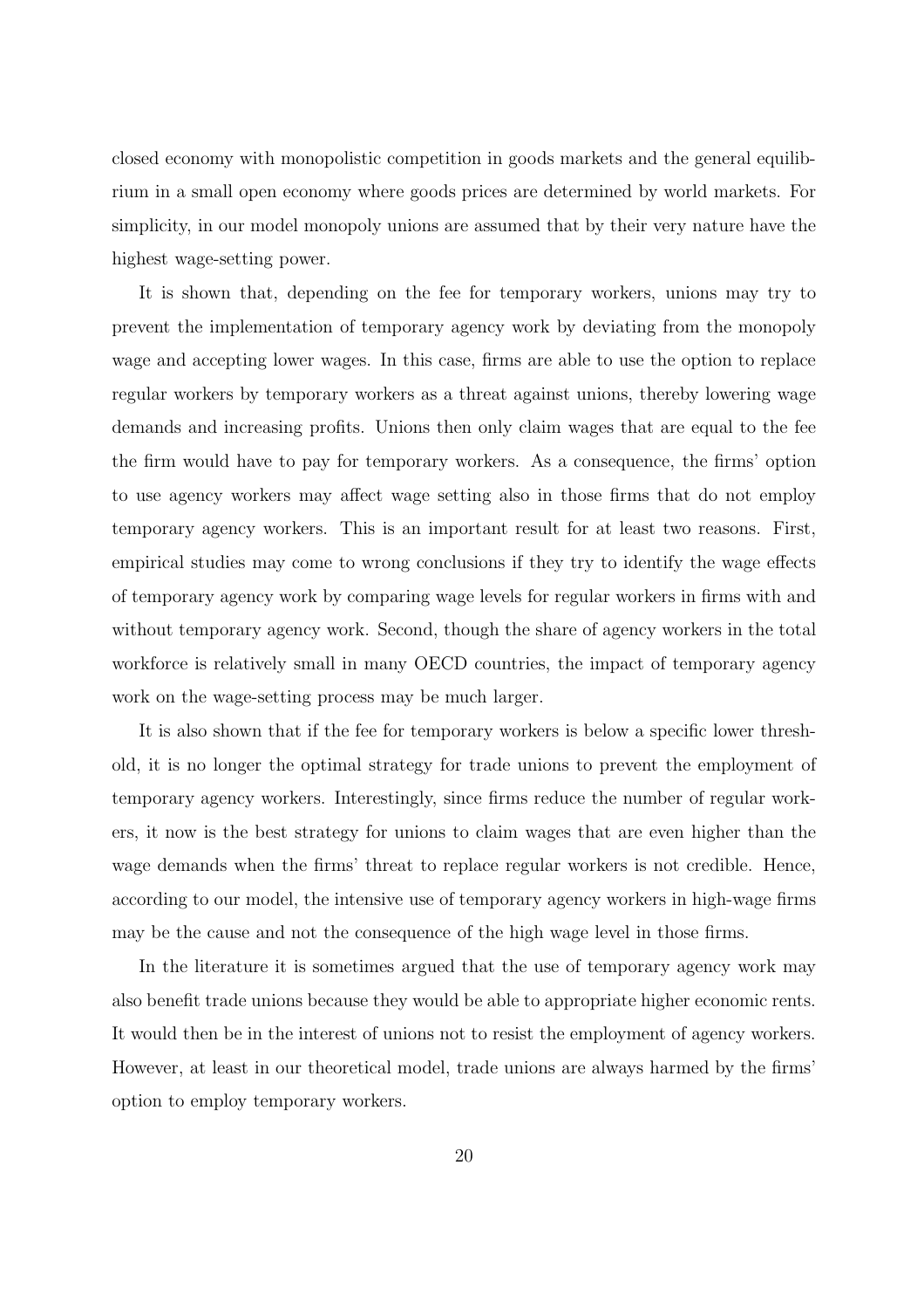closed economy with monopolistic competition in goods markets and the general equilibrium in a small open economy where goods prices are determined by world markets. For simplicity, in our model monopoly unions are assumed that by their very nature have the highest wage-setting power.

It is shown that, depending on the fee for temporary workers, unions may try to prevent the implementation of temporary agency work by deviating from the monopoly wage and accepting lower wages. In this case, firms are able to use the option to replace regular workers by temporary workers as a threat against unions, thereby lowering wage demands and increasing profits. Unions then only claim wages that are equal to the fee the firm would have to pay for temporary workers. As a consequence, the firms' option to use agency workers may affect wage setting also in those firms that do not employ temporary agency workers. This is an important result for at least two reasons. First, empirical studies may come to wrong conclusions if they try to identify the wage effects of temporary agency work by comparing wage levels for regular workers in firms with and without temporary agency work. Second, though the share of agency workers in the total workforce is relatively small in many OECD countries, the impact of temporary agency work on the wage-setting process may be much larger.

It is also shown that if the fee for temporary workers is below a specific lower threshold, it is no longer the optimal strategy for trade unions to prevent the employment of temporary agency workers. Interestingly, since firms reduce the number of regular workers, it now is the best strategy for unions to claim wages that are even higher than the wage demands when the firms' threat to replace regular workers is not credible. Hence, according to our model, the intensive use of temporary agency workers in high-wage firms may be the cause and not the consequence of the high wage level in those firms.

In the literature it is sometimes argued that the use of temporary agency work may also benefit trade unions because they would be able to appropriate higher economic rents. It would then be in the interest of unions not to resist the employment of agency workers. However, at least in our theoretical model, trade unions are always harmed by the firms' option to employ temporary workers.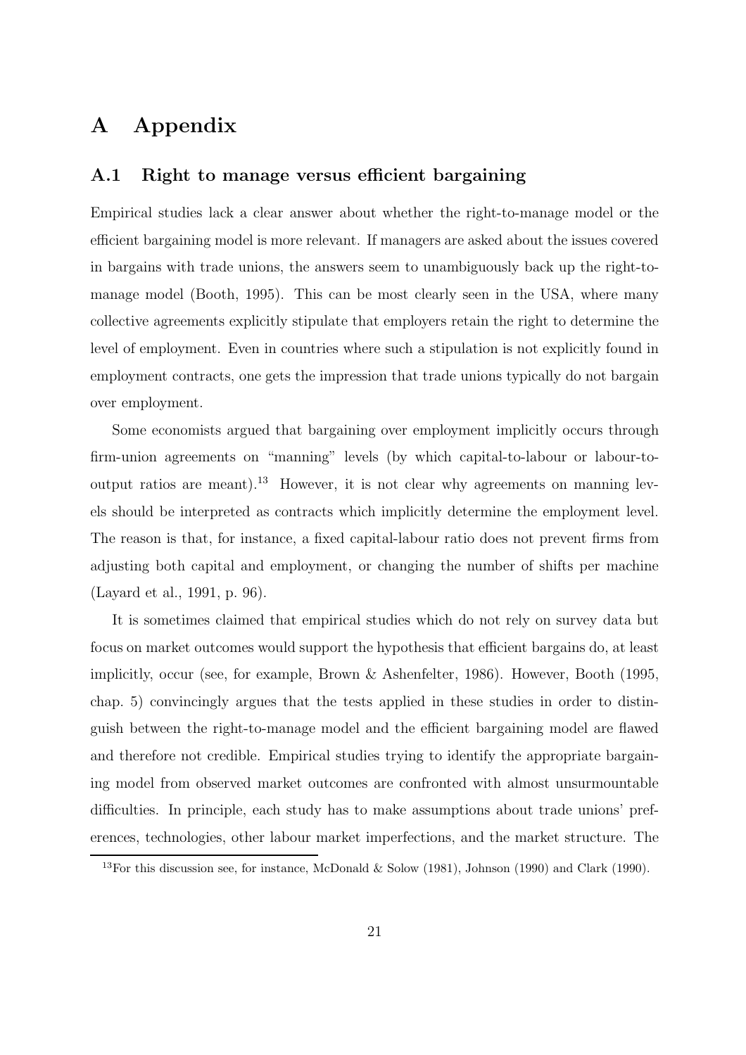# A Appendix

## A.1 Right to manage versus efficient bargaining

Empirical studies lack a clear answer about whether the right-to-manage model or the efficient bargaining model is more relevant. If managers are asked about the issues covered in bargains with trade unions, the answers seem to unambiguously back up the right-to-manage model (Booth, 1995). This can be most clearly seen in the USA, where many collective agreements explicitly stipulate that employers retain the right to determine the level of employment. Even in countries where such a stipulation is not explicitly found in employment contracts, one gets the impression that trade unions typically do not bargain over employment.

Some economists argued that bargaining over employment implicitly occurs through firm-union agreements on "manning" levels (by which capital-to-labour or labour-to-output ratios are meant).[13] However, it is not clear why agreements on manning levels should be interpreted as contracts which implicitly determine the employment level. The reason is that, for instance, a fixed capital-labour ratio does not prevent firms from adjusting both capital and employment, or changing the number of shifts per machine (Layard et al., 1991, p. 96).

It is sometimes claimed that empirical studies which do not rely on survey data but focus on market outcomes would support the hypothesis that efficient bargains do, at least implicitly, occur (see, for example, Brown & Ashenfelter, 1986). However, Booth (1995, chap. 5) convincingly argues that the tests applied in these studies in order to distinguish between the right-to-manage model and the efficient bargaining model are flawed and therefore not credible. Empirical studies trying to identify the appropriate bargaining model from observed market outcomes are confronted with almost unsurmountable difficulties. In principle, each study has to make assumptions about trade unions' preferences, technologies, other labour market imperfections, and the market structure. The

[13] For this discussion see, for instance, McDonald & Solow (1981), Johnson (1990) and Clark (1990).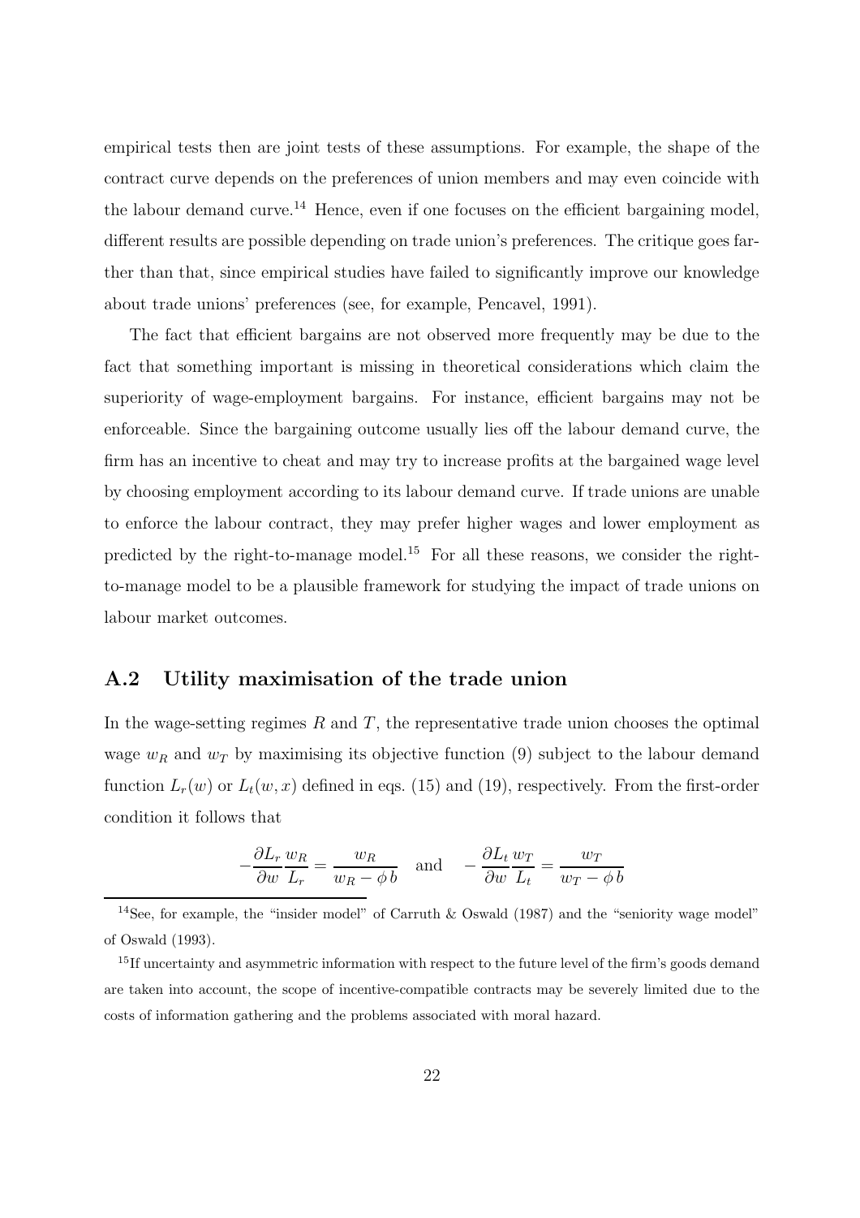empirical tests then are joint tests of these assumptions. For example, the shape of the contract curve depends on the preferences of union members and may even coincide with the labour demand curve.[14] Hence, even if one focuses on the efficient bargaining model, different results are possible depending on trade union's preferences. The critique goes farther than that, since empirical studies have failed to significantly improve our knowledge about trade unions' preferences (see, for example, Pencavel, 1991).

The fact that efficient bargains are not observed more frequently may be due to the fact that something important is missing in theoretical considerations which claim the superiority of wage-employment bargains. For instance, efficient bargains may not be enforceable. Since the bargaining outcome usually lies off the labour demand curve, the firm has an incentive to cheat and may try to increase profits at the bargained wage level by choosing employment according to its labour demand curve. If trade unions are unable to enforce the labour contract, they may prefer higher wages and lower employment as predicted by the right-to-manage model.[15] For all these reasons, we consider the right-to-manage model to be a plausible framework for studying the impact of trade unions on labour market outcomes.

## A.2 Utility maximisation of the trade union

In the wage-setting regimes $R$ and $T$, the representative trade union chooses the optimal wage $w_R$ and $w_T$ by maximising its objective function (9) subject to the labour demand function $L_r(w)$ or $L_t(w, x)$ defined in eqs. (15) and (19), respectively. From the first-order condition it follows that

$$-\frac{\partial L_r}{\partial w}\frac{w_R}{L_r} = \frac{w_R}{w_R - \phi\, b} \quad \text{and} \quad -\frac{\partial L_t}{\partial w}\frac{w_T}{L_t} = \frac{w_T}{w_T - \phi\, b}$$

[14] See, for example, the "insider model" of Carruth & Oswald (1987) and the "seniority wage model" of Oswald (1993).

[15] If uncertainty and asymmetric information with respect to the future level of the firm's goods demand are taken into account, the scope of incentive-compatible contracts may be severely limited due to the costs of information gathering and the problems associated with moral hazard.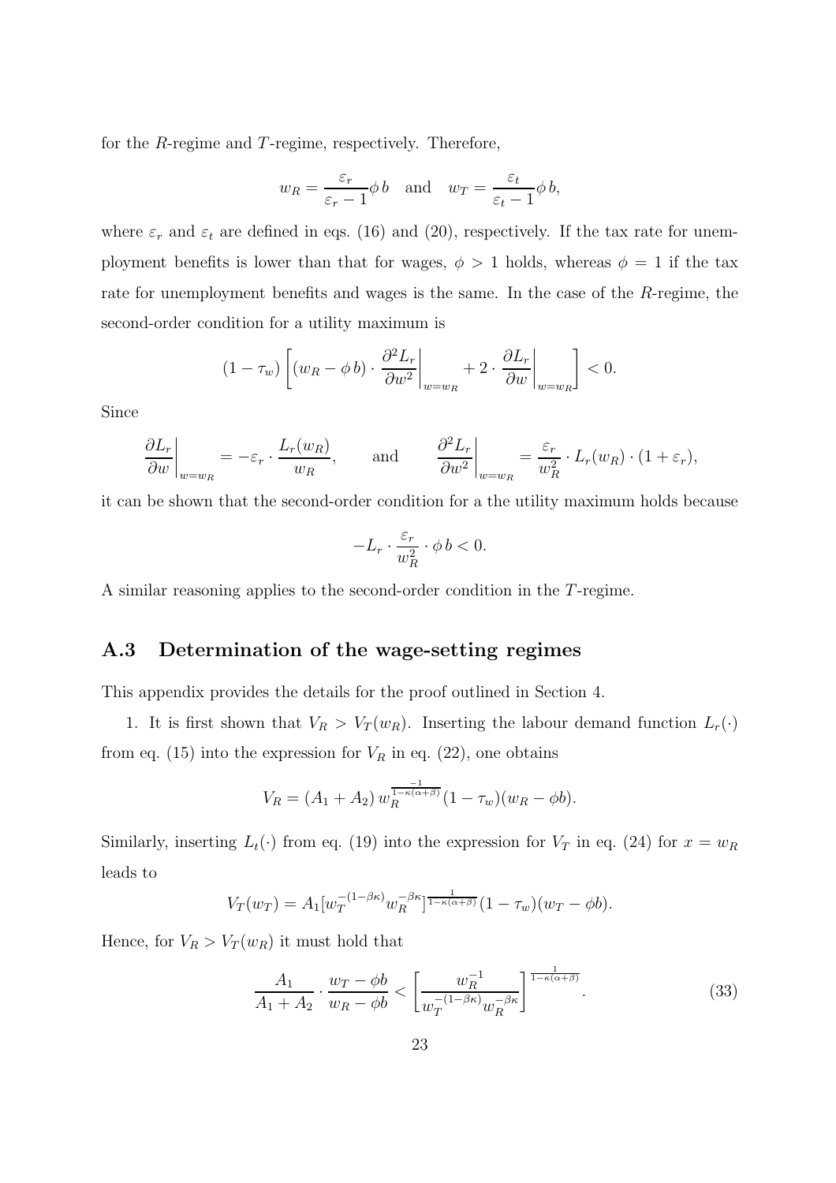for the $R$-regime and $T$-regime, respectively. Therefore,

$$w_R = \frac{\varepsilon_r}{\varepsilon_r - 1}\phi\, b \quad \text{and} \quad w_T = \frac{\varepsilon_t}{\varepsilon_t - 1}\phi\, b,$$

where $\varepsilon_r$ and $\varepsilon_t$ are defined in eqs. (16) and (20), respectively. If the tax rate for unemployment benefits is lower than that for wages, $\phi > 1$ holds, whereas $\phi = 1$ if the tax rate for unemployment benefits and wages is the same. In the case of the $R$-regime, the second-order condition for a utility maximum is

$$(1-\tau_w)\left[(w_R - \phi\, b)\cdot \left.\frac{\partial^2 L_r}{\partial w^2}\right|_{w=w_R} + 2\cdot \left.\frac{\partial L_r}{\partial w}\right|_{w=w_R}\right] < 0.$$

Since

$$\left.\frac{\partial L_r}{\partial w}\right|_{w=w_R} = -\varepsilon_r \cdot \frac{L_r(w_R)}{w_R}, \qquad \text{and} \qquad \left.\frac{\partial^2 L_r}{\partial w^2}\right|_{w=w_R} = \frac{\varepsilon_r}{w_R^2}\cdot L_r(w_R)\cdot(1+\varepsilon_r),$$

it can be shown that the second-order condition for a the utility maximum holds because

$$-L_r \cdot \frac{\varepsilon_r}{w_R^2}\cdot \phi\, b < 0.$$

A similar reasoning applies to the second-order condition in the $T$-regime.

## A.3 Determination of the wage-setting regimes

This appendix provides the details for the proof outlined in Section 4.

1. It is first shown that $V_R > V_T(w_R)$. Inserting the labour demand function $L_r(\cdot)$ from eq. (15) into the expression for $V_R$ in eq. (22), one obtains

$$V_R = (A_1 + A_2)\, w_R^{\frac{-1}{1-\kappa(\alpha+\beta)}}(1-\tau_w)(w_R - \phi b).$$

Similarly, inserting $L_t(\cdot)$ from eq. (19) into the expression for $V_T$ in eq. (24) for $x = w_R$ leads to

$$V_T(w_T) = A_1[w_T^{-(1-\beta\kappa)} w_R^{-\beta\kappa}]^{\frac{1}{1-\kappa(\alpha+\beta)}}(1-\tau_w)(w_T - \phi b).$$

Hence, for $V_R > V_T(w_R)$ it must hold that

$$\frac{A_1}{A_1 + A_2}\cdot \frac{w_T - \phi b}{w_R - \phi b} < \left[\frac{w_R^{-1}}{w_T^{-(1-\beta\kappa)} w_R^{-\beta\kappa}}\right]^{\frac{1}{1-\kappa(\alpha+\beta)}}. \tag{33}$$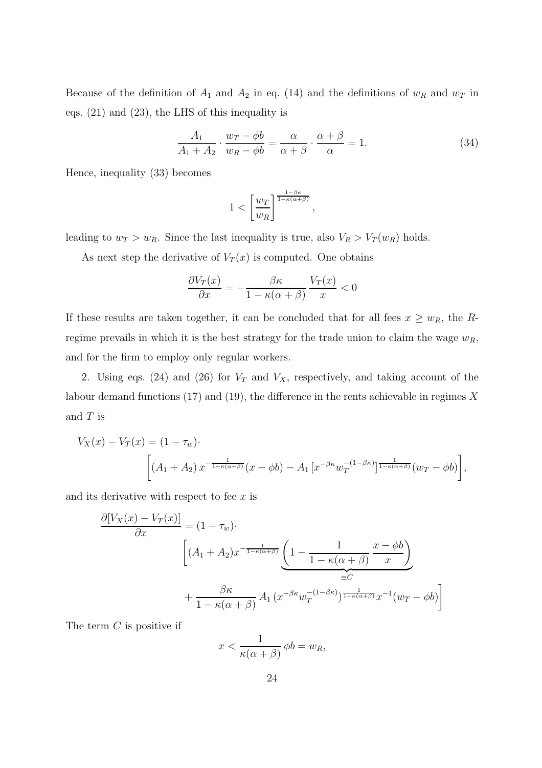Because of the definition of $A_1$ and $A_2$ in eq. (14) and the definitions of $w_R$ and $w_T$ in eqs. (21) and (23), the LHS of this inequality is

$$\frac{A_1}{A_1 + A_2} \cdot \frac{w_T - \phi b}{w_R - \phi b} = \frac{\alpha}{\alpha + \beta} \cdot \frac{\alpha + \beta}{\alpha} = 1. \tag{34}$$

Hence, inequality (33) becomes

$$1 < \left[\frac{w_T}{w_R}\right]^{\frac{1-\beta\kappa}{1-\kappa(\alpha+\beta)}},$$

leading to $w_T > w_R$. Since the last inequality is true, also $V_R > V_T(w_R)$ holds.

As next step the derivative of $V_T(x)$ is computed. One obtains

$$\frac{\partial V_T(x)}{\partial x} = -\frac{\beta\kappa}{1 - \kappa(\alpha+\beta)} \frac{V_T(x)}{x} < 0$$

If these results are taken together, it can be concluded that for all fees $x \geq w_R$, the $R$-regime prevails in which it is the best strategy for the trade union to claim the wage $w_R$, and for the firm to employ only regular workers.

2. Using eqs. (24) and (26) for $V_T$ and $V_X$, respectively, and taking account of the labour demand functions (17) and (19), the difference in the rents achievable in regimes $X$ and $T$ is

$$V_X(x) - V_T(x) = (1 - \tau_w) \cdot \left[ (A_1 + A_2)\, x^{-\frac{1}{1-\kappa(\alpha+\beta)}} (x - \phi b) - A_1 \left[x^{-\beta\kappa} w_T^{-(1-\beta\kappa)}\right]^{\frac{1}{1-\kappa(\alpha+\beta)}} (w_T - \phi b) \right],$$

and its derivative with respect to fee $x$ is

$$\frac{\partial[V_X(x) - V_T(x)]}{\partial x} = (1 - \tau_w) \cdot \left[ (A_1 + A_2) x^{-\frac{1}{1-\kappa(\alpha+\beta)}} \underbrace{\left(1 - \frac{1}{1 - \kappa(\alpha+\beta)} \frac{x - \phi b}{x}\right)}_{\equiv C} + \frac{\beta\kappa}{1 - \kappa(\alpha+\beta)} A_1 \left(x^{-\beta\kappa} w_T^{-(1-\beta\kappa)}\right)^{\frac{1}{1-\kappa(\alpha+\beta)}} x^{-1} (w_T - \phi b) \right]$$

The term $C$ is positive if

$$x < \frac{1}{\kappa(\alpha+\beta)} \phi b = w_R,$$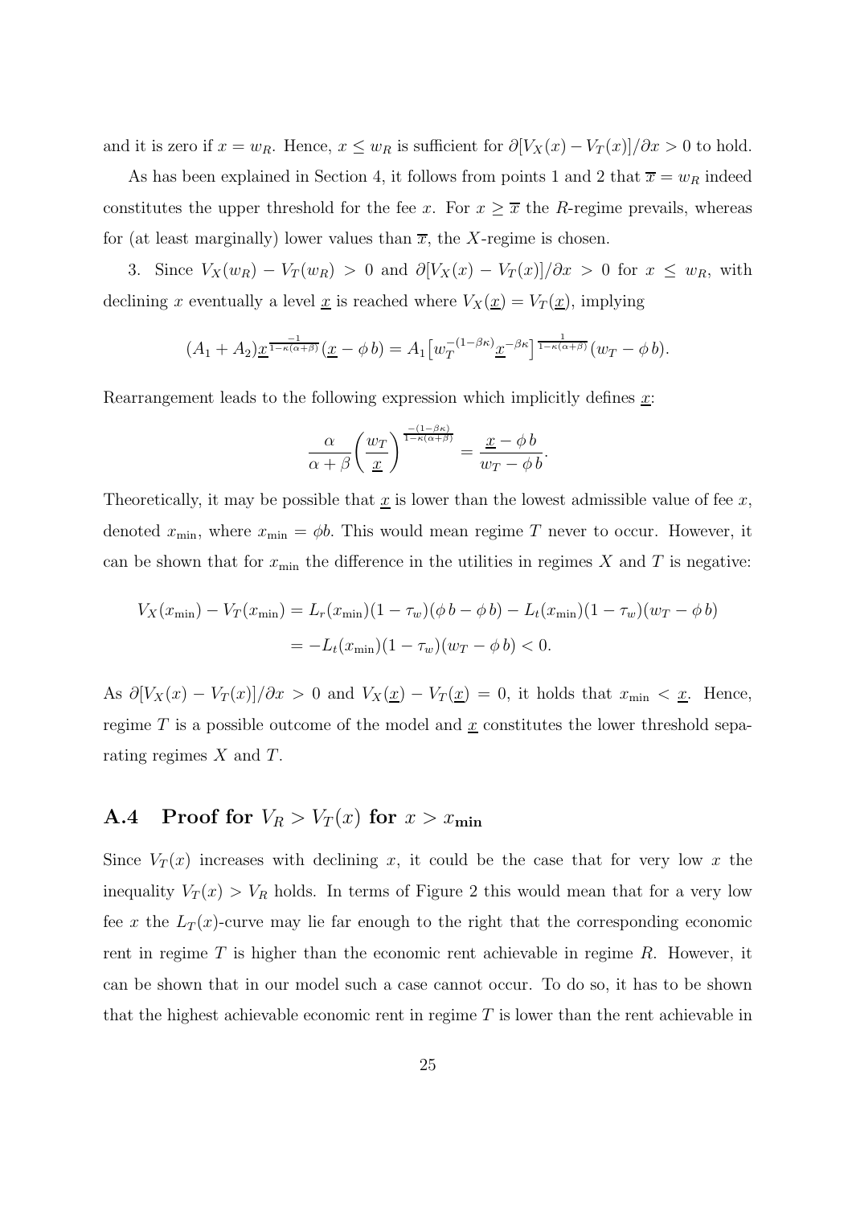and it is zero if $x = w_R$. Hence, $x \leq w_R$ is sufficient for $\partial[V_X(x) - V_T(x)]/\partial x > 0$ to hold.

As has been explained in Section 4, it follows from points 1 and 2 that $\overline{x} = w_R$ indeed constitutes the upper threshold for the fee $x$. For $x \geq \overline{x}$ the $R$-regime prevails, whereas for (at least marginally) lower values than $\overline{x}$, the $X$-regime is chosen.

3. Since $V_X(w_R) - V_T(w_R) > 0$ and $\partial[V_X(x) - V_T(x)]/\partial x > 0$ for $x \leq w_R$, with declining $x$ eventually a level $\underline{x}$ is reached where $V_X(\underline{x}) = V_T(\underline{x})$, implying

$$(A_1 + A_2)\underline{x}^{\frac{-1}{1-\kappa(\alpha+\beta)}}(\underline{x} - \phi\, b) = A_1\big[w_T^{-(1-\beta\kappa)}\underline{x}^{-\beta\kappa}\big]^{\frac{1}{1-\kappa(\alpha+\beta)}}(w_T - \phi\, b).$$

Rearrangement leads to the following expression which implicitly defines $\underline{x}$:

$$\frac{\alpha}{\alpha+\beta}\bigg(\frac{w_T}{\underline{x}}\bigg)^{\frac{-(1-\beta\kappa)}{1-\kappa(\alpha+\beta)}} = \frac{\underline{x} - \phi\, b}{w_T - \phi\, b}.$$

Theoretically, it may be possible that $\underline{x}$ is lower than the lowest admissible value of fee $x$, denoted $x_{\min}$, where $x_{\min} = \phi b$. This would mean regime $T$ never to occur. However, it can be shown that for $x_{\min}$ the difference in the utilities in regimes $X$ and $T$ is negative:

$$\begin{aligned} V_X(x_{\min}) - V_T(x_{\min}) &= L_r(x_{\min})(1-\tau_w)(\phi\, b - \phi\, b) - L_t(x_{\min})(1-\tau_w)(w_T - \phi\, b) \\ &= -L_t(x_{\min})(1-\tau_w)(w_T - \phi\, b) < 0. \end{aligned}$$

As $\partial[V_X(x) - V_T(x)]/\partial x > 0$ and $V_X(\underline{x}) - V_T(\underline{x}) = 0$, it holds that $x_{\min} < \underline{x}$. Hence, regime $T$ is a possible outcome of the model and $\underline{x}$ constitutes the lower threshold separating regimes $X$ and $T$.

## A.4 Proof for $V_R > V_T(x)$ for $x > x_{\min}$

Since $V_T(x)$ increases with declining $x$, it could be the case that for very low $x$ the inequality $V_T(x) > V_R$ holds. In terms of Figure 2 this would mean that for a very low fee $x$ the $L_T(x)$-curve may lie far enough to the right that the corresponding economic rent in regime $T$ is higher than the economic rent achievable in regime $R$. However, it can be shown that in our model such a case cannot occur. To do so, it has to be shown that the highest achievable economic rent in regime $T$ is lower than the rent achievable in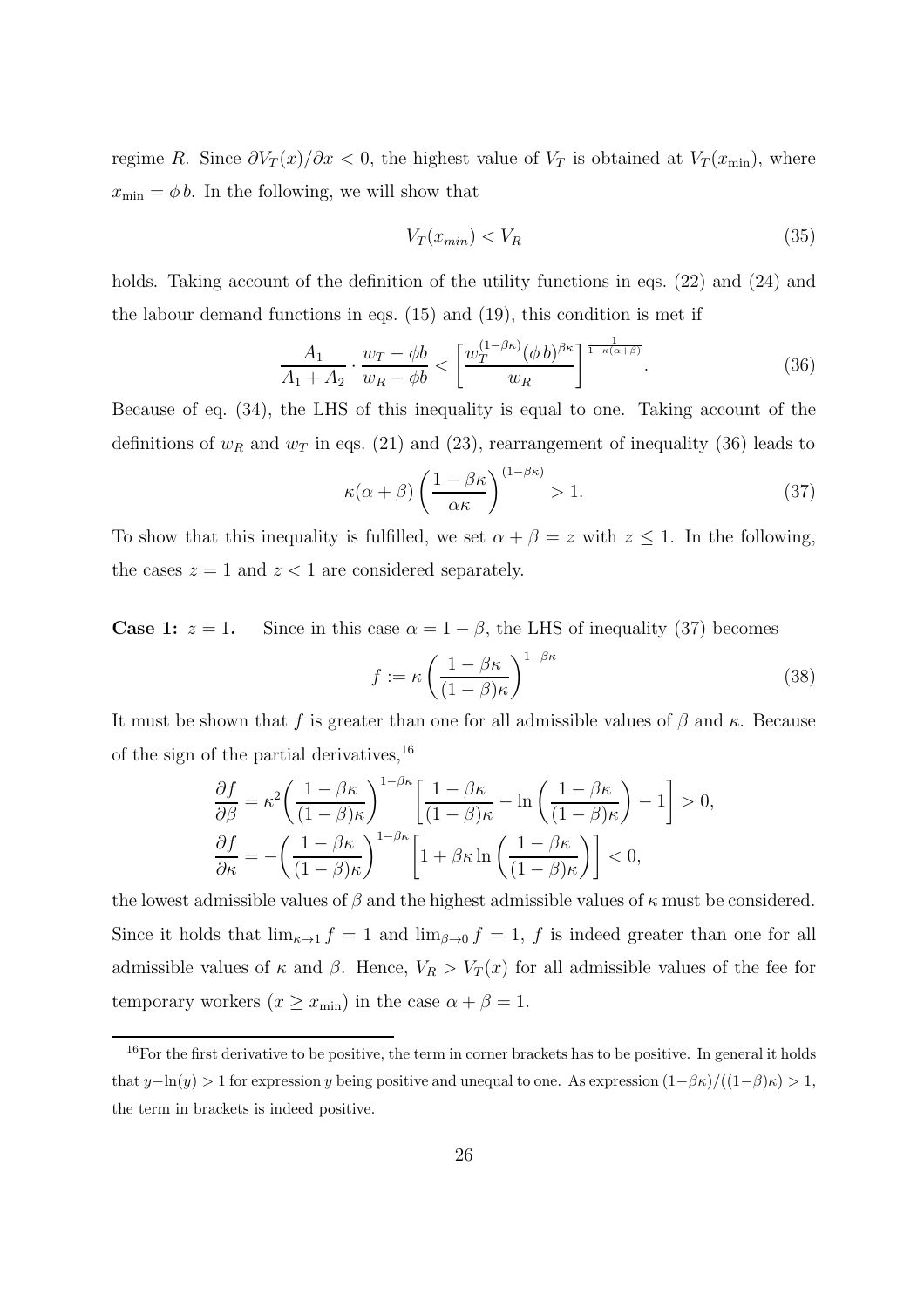regime $R$. Since $\partial V_T(x)/\partial x < 0$, the highest value of $V_T$ is obtained at $V_T(x_{\min})$, where $x_{\min} = \phi\, b$. In the following, we will show that

$$V_T(x_{min}) < V_R \tag{35}$$

holds. Taking account of the definition of the utility functions in eqs. (22) and (24) and the labour demand functions in eqs. (15) and (19), this condition is met if

$$\frac{A_1}{A_1 + A_2} \cdot \frac{w_T - \phi b}{w_R - \phi b} < \left[ \frac{w_T^{(1-\beta\kappa)} (\phi\, b)^{\beta\kappa}}{w_R} \right]^{\frac{1}{1-\kappa(\alpha+\beta)}}. \tag{36}$$

Because of eq. (34), the LHS of this inequality is equal to one. Taking account of the definitions of $w_R$ and $w_T$ in eqs. (21) and (23), rearrangement of inequality (36) leads to

$$\kappa(\alpha + \beta) \left( \frac{1 - \beta\kappa}{\alpha\kappa} \right)^{(1-\beta\kappa)} > 1. \tag{37}$$

To show that this inequality is fulfilled, we set $\alpha + \beta = z$ with $z \leq 1$. In the following, the cases $z = 1$ and $z < 1$ are considered separately.

**Case 1:** $z = 1$**.** Since in this case $\alpha = 1 - \beta$, the LHS of inequality (37) becomes

$$f := \kappa \left( \frac{1 - \beta\kappa}{(1 - \beta)\kappa} \right)^{1-\beta\kappa} \tag{38}$$

It must be shown that $f$ is greater than one for all admissible values of $\beta$ and $\kappa$. Because of the sign of the partial derivatives,[16]

$$\frac{\partial f}{\partial \beta} = \kappa^2 \left( \frac{1 - \beta\kappa}{(1 - \beta)\kappa} \right)^{1-\beta\kappa} \left[ \frac{1 - \beta\kappa}{(1 - \beta)\kappa} - \ln\left( \frac{1 - \beta\kappa}{(1 - \beta)\kappa} \right) - 1 \right] > 0,$$
$$\frac{\partial f}{\partial \kappa} = -\left( \frac{1 - \beta\kappa}{(1 - \beta)\kappa} \right)^{1-\beta\kappa} \left[ 1 + \beta\kappa \ln\left( \frac{1 - \beta\kappa}{(1 - \beta)\kappa} \right) \right] < 0,$$

the lowest admissible values of $\beta$ and the highest admissible values of $\kappa$ must be considered. Since it holds that $\lim_{\kappa \to 1} f = 1$ and $\lim_{\beta \to 0} f = 1$, $f$ is indeed greater than one for all admissible values of $\kappa$ and $\beta$. Hence, $V_R > V_T(x)$ for all admissible values of the fee for temporary workers ($x \geq x_{\min}$) in the case $\alpha + \beta = 1$.

[16] For the first derivative to be positive, the term in corner brackets has to be positive. In general it holds that $y - \ln(y) > 1$ for expression $y$ being positive and unequal to one. As expression $(1-\beta\kappa)/((1-\beta)\kappa) > 1$, the term in brackets is indeed positive.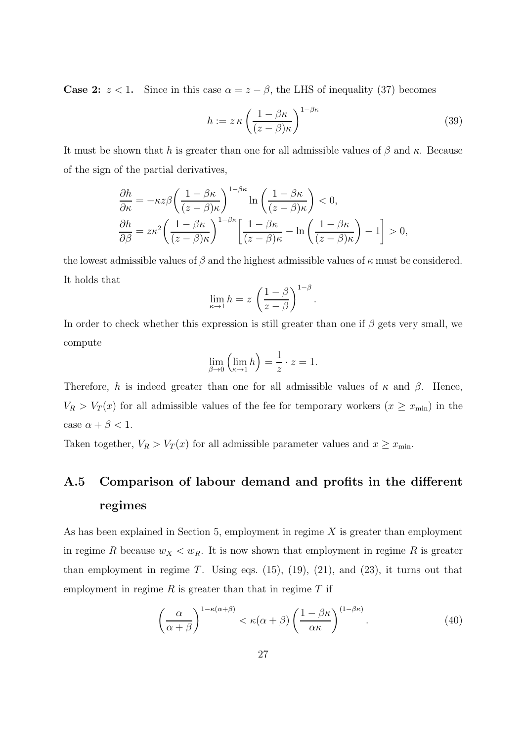**Case 2:** $z < 1$**.** Since in this case $\alpha = z - \beta$, the LHS of inequality (37) becomes

$$h := z\,\kappa\left(\frac{1-\beta\kappa}{(z-\beta)\kappa}\right)^{1-\beta\kappa} \tag{39}$$

It must be shown that $h$ is greater than one for all admissible values of $\beta$ and $\kappa$. Because of the sign of the partial derivatives,

$$\frac{\partial h}{\partial \kappa} = -\kappa z \beta\left(\frac{1-\beta\kappa}{(z-\beta)\kappa}\right)^{1-\beta\kappa} \ln\left(\frac{1-\beta\kappa}{(z-\beta)\kappa}\right) < 0,$$

$$\frac{\partial h}{\partial \beta} = z\kappa^2\left(\frac{1-\beta\kappa}{(z-\beta)\kappa}\right)^{1-\beta\kappa}\left[\frac{1-\beta\kappa}{(z-\beta)\kappa} - \ln\left(\frac{1-\beta\kappa}{(z-\beta)\kappa}\right) - 1\right] > 0,$$

the lowest admissible values of $\beta$ and the highest admissible values of $\kappa$ must be considered. It holds that

$$\lim_{\kappa\to 1} h = z\,\left(\frac{1-\beta}{z-\beta}\right)^{1-\beta}.$$

In order to check whether this expression is still greater than one if $\beta$ gets very small, we compute

$$\lim_{\beta\to 0}\left(\lim_{\kappa\to 1} h\right) = \frac{1}{z}\cdot z = 1.$$

Therefore, $h$ is indeed greater than one for all admissible values of $\kappa$ and $\beta$. Hence, $V_R > V_T(x)$ for all admissible values of the fee for temporary workers ($x \geq x_{\min}$) in the case $\alpha + \beta < 1$.

Taken together, $V_R > V_T(x)$ for all admissible parameter values and $x \geq x_{\min}$.

## A.5 Comparison of labour demand and profits in the different regimes

As has been explained in Section 5, employment in regime $X$ is greater than employment in regime $R$ because $w_X < w_R$. It is now shown that employment in regime $R$ is greater than employment in regime $T$. Using eqs. (15), (19), (21), and (23), it turns out that employment in regime $R$ is greater than that in regime $T$ if

$$\left(\frac{\alpha}{\alpha+\beta}\right)^{1-\kappa(\alpha+\beta)} < \kappa(\alpha+\beta)\left(\frac{1-\beta\kappa}{\alpha\kappa}\right)^{(1-\beta\kappa)}. \tag{40}$$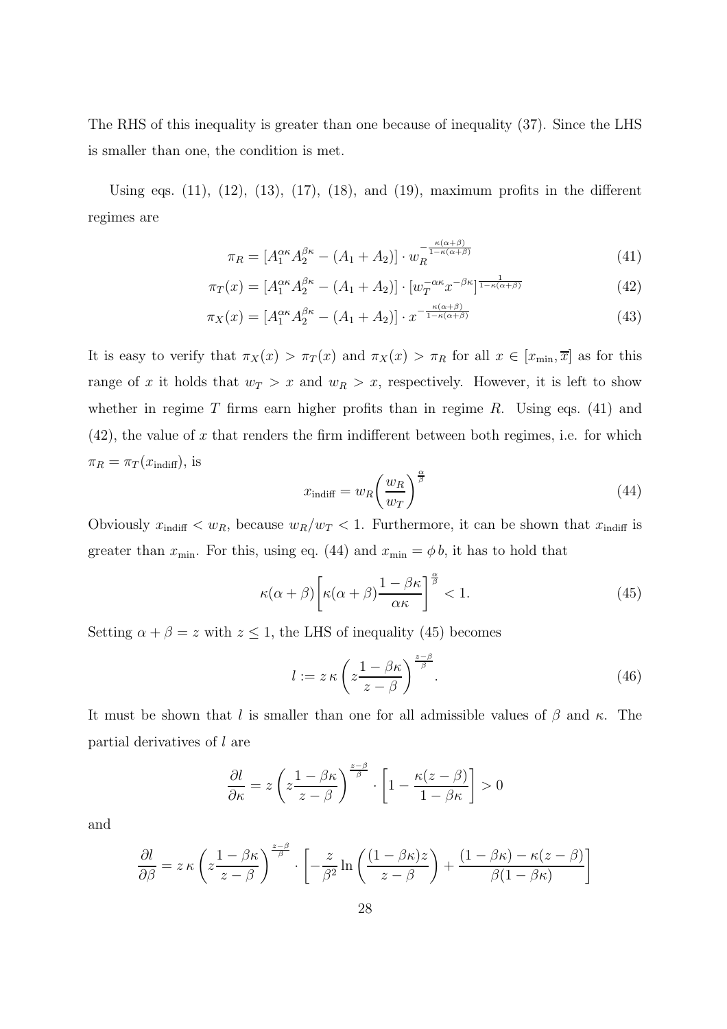The RHS of this inequality is greater than one because of inequality (37). Since the LHS is smaller than one, the condition is met.

Using eqs. (11), (12), (13), (17), (18), and (19), maximum profits in the different regimes are

$$\pi_R = [A_1^{\alpha\kappa} A_2^{\beta\kappa} - (A_1 + A_2)] \cdot w_R^{-\frac{\kappa(\alpha+\beta)}{1-\kappa(\alpha+\beta)}} \tag{41}$$

$$\pi_T(x) = [A_1^{\alpha\kappa} A_2^{\beta\kappa} - (A_1 + A_2)] \cdot [w_T^{-\alpha\kappa} x^{-\beta\kappa}]^{\frac{1}{1-\kappa(\alpha+\beta)}} \tag{42}$$

$$\pi_X(x) = [A_1^{\alpha\kappa} A_2^{\beta\kappa} - (A_1 + A_2)] \cdot x^{-\frac{\kappa(\alpha+\beta)}{1-\kappa(\alpha+\beta)}} \tag{43}$$

It is easy to verify that $\pi_X(x) > \pi_T(x)$ and $\pi_X(x) > \pi_R$ for all $x \in [x_{\min}, \overline{x}]$ as for this range of $x$ it holds that $w_T > x$ and $w_R > x$, respectively. However, it is left to show whether in regime $T$ firms earn higher profits than in regime $R$. Using eqs. (41) and (42), the value of $x$ that renders the firm indifferent between both regimes, i.e. for which $\pi_R = \pi_T(x_{\text{indiff}})$, is

$$x_{\text{indiff}} = w_R \left( \frac{w_R}{w_T} \right)^{\frac{\alpha}{\beta}} \tag{44}$$

Obviously $x_{\text{indiff}} < w_R$, because $w_R/w_T < 1$. Furthermore, it can be shown that $x_{\text{indiff}}$ is greater than $x_{\min}$. For this, using eq. (44) and $x_{\min} = \phi\, b$, it has to hold that

$$\kappa(\alpha+\beta) \left[ \kappa(\alpha+\beta) \frac{1-\beta\kappa}{\alpha\kappa} \right]^{\frac{\alpha}{\beta}} < 1. \tag{45}$$

Setting $\alpha + \beta = z$ with $z \leq 1$, the LHS of inequality (45) becomes

$$l := z\,\kappa \left( z \frac{1-\beta\kappa}{z-\beta} \right)^{\frac{z-\beta}{\beta}}. \tag{46}$$

It must be shown that $l$ is smaller than one for all admissible values of $\beta$ and $\kappa$. The partial derivatives of $l$ are

$$\frac{\partial l}{\partial \kappa} = z \left( z \frac{1-\beta\kappa}{z-\beta} \right)^{\frac{z-\beta}{\beta}} \cdot \left[ 1 - \frac{\kappa(z-\beta)}{1-\beta\kappa} \right] > 0$$

and

$$\frac{\partial l}{\partial \beta} = z\,\kappa \left( z \frac{1-\beta\kappa}{z-\beta} \right)^{\frac{z-\beta}{\beta}} \cdot \left[ -\frac{z}{\beta^2} \ln\left( \frac{(1-\beta\kappa)z}{z-\beta} \right) + \frac{(1-\beta\kappa) - \kappa(z-\beta)}{\beta(1-\beta\kappa)} \right]$$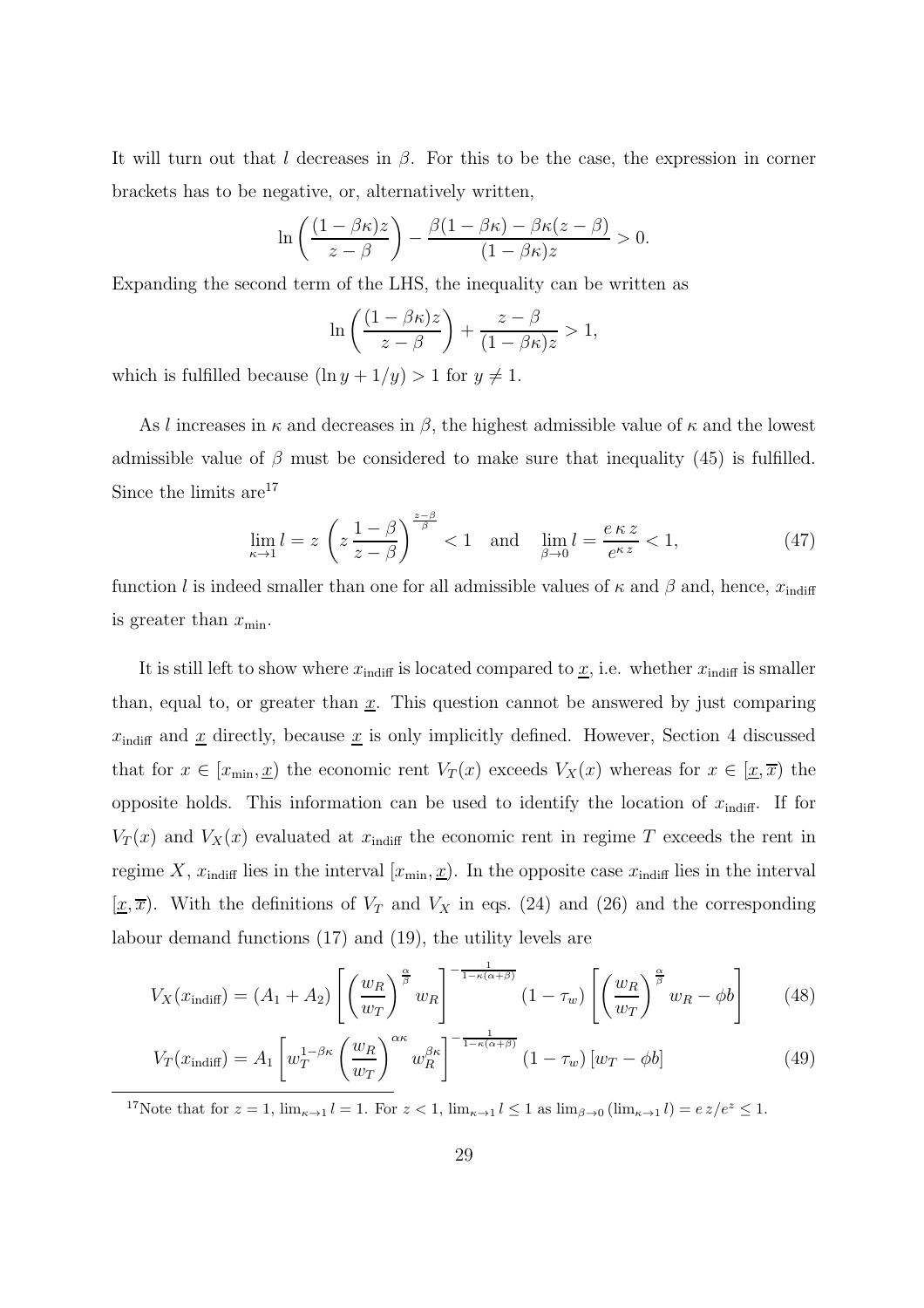It will turn out that $l$ decreases in $\beta$. For this to be the case, the expression in corner brackets has to be negative, or, alternatively written,

$$\ln\left(\frac{(1-\beta\kappa)z}{z-\beta}\right) - \frac{\beta(1-\beta\kappa) - \beta\kappa(z-\beta)}{(1-\beta\kappa)z} > 0.$$

Expanding the second term of the LHS, the inequality can be written as

$$\ln\left(\frac{(1-\beta\kappa)z}{z-\beta}\right) + \frac{z-\beta}{(1-\beta\kappa)z} > 1,$$

which is fulfilled because $(\ln y + 1/y) > 1$ for $y \neq 1$.

As $l$ increases in $\kappa$ and decreases in $\beta$, the highest admissible value of $\kappa$ and the lowest admissible value of $\beta$ must be considered to make sure that inequality (45) is fulfilled. Since the limits are[17]

$$\lim_{\kappa\to 1} l = z\,\left(z\,\frac{1-\beta}{z-\beta}\right)^{\frac{z-\beta}{\beta}} < 1 \quad \text{and} \quad \lim_{\beta\to 0} l = \frac{e\,\kappa\,z}{e^{\kappa\,z}} < 1, \tag{47}$$

function $l$ is indeed smaller than one for all admissible values of $\kappa$ and $\beta$ and, hence, $x_{\text{indiff}}$ is greater than $x_{\min}$.

It is still left to show where $x_{\text{indiff}}$ is located compared to $\underline{x}$, i.e. whether $x_{\text{indiff}}$ is smaller than, equal to, or greater than $\underline{x}$. This question cannot be answered by just comparing $x_{\text{indiff}}$ and $\underline{x}$ directly, because $\underline{x}$ is only implicitly defined. However, Section 4 discussed that for $x \in [x_{\min}, \underline{x})$ the economic rent $V_T(x)$ exceeds $V_X(x)$ whereas for $x \in [\underline{x}, \overline{x})$ the opposite holds. This information can be used to identify the location of $x_{\text{indiff}}$. If for $V_T(x)$ and $V_X(x)$ evaluated at $x_{\text{indiff}}$ the economic rent in regime $T$ exceeds the rent in regime $X$, $x_{\text{indiff}}$ lies in the interval $[x_{\min}, \underline{x})$. In the opposite case $x_{\text{indiff}}$ lies in the interval $[\underline{x}, \overline{x})$. With the definitions of $V_T$ and $V_X$ in eqs. (24) and (26) and the corresponding labour demand functions (17) and (19), the utility levels are

$$V_X(x_{\text{indiff}}) = (A_1 + A_2)\left[\left(\frac{w_R}{w_T}\right)^{\frac{\alpha}{\beta}} w_R\right]^{-\frac{1}{1-\kappa(\alpha+\beta)}} (1-\tau_w)\left[\left(\frac{w_R}{w_T}\right)^{\frac{\alpha}{\beta}} w_R - \phi b\right] \tag{48}$$

$$V_T(x_{\text{indiff}}) = A_1\left[w_T^{1-\beta\kappa}\left(\frac{w_R}{w_T}\right)^{\alpha\kappa} w_R^{\beta\kappa}\right]^{-\frac{1}{1-\kappa(\alpha+\beta)}} (1-\tau_w)\left[w_T - \phi b\right] \tag{49}$$

[17] Note that for $z = 1$, $\lim_{\kappa\to 1} l = 1$. For $z < 1$, $\lim_{\kappa\to 1} l \leq 1$ as $\lim_{\beta\to 0}\left(\lim_{\kappa\to 1} l\right) = e\,z/e^{z} \leq 1$.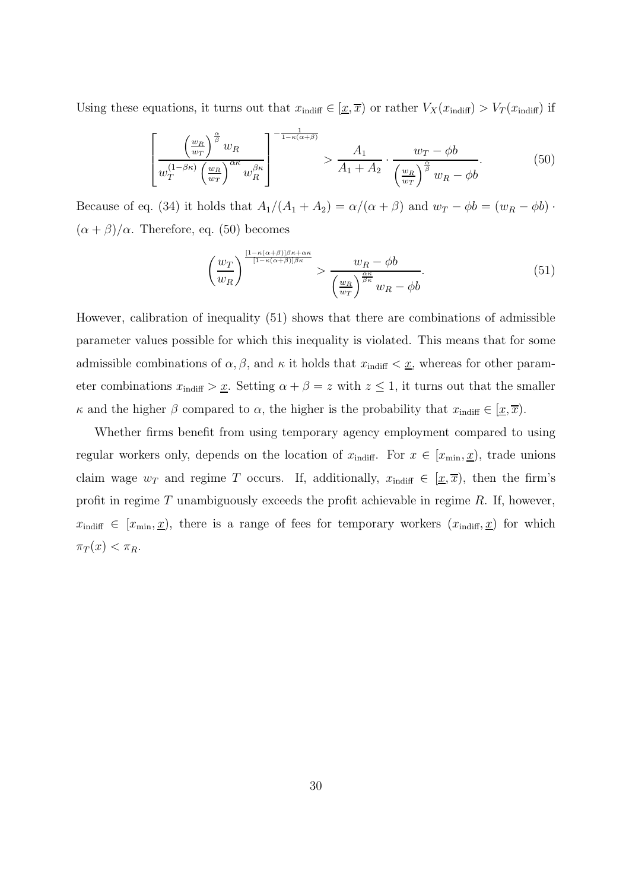Using these equations, it turns out that $x_{\text{indiff}} \in [\underline{x}, \overline{x})$ or rather $V_X(x_{\text{indiff}}) > V_T(x_{\text{indiff}})$ if

$$\left[ \frac{\left(\frac{w_R}{w_T}\right)^{\frac{\alpha}{\beta}} w_R}{w_T^{(1-\beta\kappa)} \left(\frac{w_R}{w_T}\right)^{\alpha\kappa} w_R^{\beta\kappa}} \right]^{-\frac{1}{1-\kappa(\alpha+\beta)}} > \frac{A_1}{A_1 + A_2} \cdot \frac{w_T - \phi b}{\left(\frac{w_R}{w_T}\right)^{\frac{\alpha}{\beta}} w_R - \phi b}. \tag{50}$$

Because of eq. (34) it holds that $A_1/(A_1 + A_2) = \alpha/(\alpha + \beta)$ and $w_T - \phi b = (w_R - \phi b) \cdot (\alpha + \beta)/\alpha$. Therefore, eq. (50) becomes

$$\left(\frac{w_T}{w_R}\right)^{\frac{[1-\kappa(\alpha+\beta)]\beta\kappa+\alpha\kappa}{[1-\kappa(\alpha+\beta)]\beta\kappa}} > \frac{w_R - \phi b}{\left(\frac{w_R}{w_T}\right)^{\frac{\alpha\kappa}{\beta\kappa}} w_R - \phi b}. \tag{51}$$

However, calibration of inequality (51) shows that there are combinations of admissible parameter values possible for which this inequality is violated. This means that for some admissible combinations of $\alpha, \beta$, and $\kappa$ it holds that $x_{\text{indiff}} < \underline{x}$, whereas for other parameter combinations $x_{\text{indiff}} > \underline{x}$. Setting $\alpha + \beta = z$ with $z \leq 1$, it turns out that the smaller $\kappa$ and the higher $\beta$ compared to $\alpha$, the higher is the probability that $x_{\text{indiff}} \in [\underline{x}, \overline{x})$.

Whether firms benefit from using temporary agency employment compared to using regular workers only, depends on the location of $x_{\text{indiff}}$. For $x \in [x_{\min}, \underline{x})$, trade unions claim wage $w_T$ and regime $T$ occurs. If, additionally, $x_{\text{indiff}} \in [\underline{x}, \overline{x})$, then the firm's profit in regime $T$ unambiguously exceeds the profit achievable in regime $R$. If, however, $x_{\text{indiff}} \in [x_{\min}, \underline{x})$, there is a range of fees for temporary workers $(x_{\text{indiff}}, \underline{x})$ for which $\pi_T(x) < \pi_R$.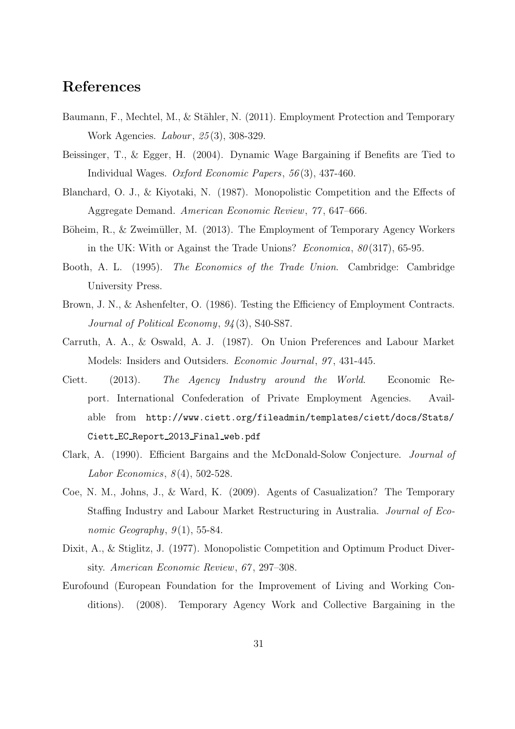## References

Baumann, F., Mechtel, M., & Stähler, N. (2011). Employment Protection and Temporary Work Agencies. *Labour*, *25*(3), 308-329.

Beissinger, T., & Egger, H. (2004). Dynamic Wage Bargaining if Benefits are Tied to Individual Wages. *Oxford Economic Papers*, *56*(3), 437-460.

Blanchard, O. J., & Kiyotaki, N. (1987). Monopolistic Competition and the Effects of Aggregate Demand. *American Economic Review*, *77*, 647–666.

Böheim, R., & Zweimüller, M. (2013). The Employment of Temporary Agency Workers in the UK: With or Against the Trade Unions? *Economica*, *80*(317), 65-95.

Booth, A. L. (1995). *The Economics of the Trade Union*. Cambridge: Cambridge University Press.

Brown, J. N., & Ashenfelter, O. (1986). Testing the Efficiency of Employment Contracts. *Journal of Political Economy*, *94*(3), S40-S87.

Carruth, A. A., & Oswald, A. J. (1987). On Union Preferences and Labour Market Models: Insiders and Outsiders. *Economic Journal*, *97*, 431-445.

Ciett. (2013). *The Agency Industry around the World*. Economic Report. International Confederation of Private Employment Agencies. Available from http://www.ciett.org/fileadmin/templates/ciett/docs/Stats/Ciett_EC_Report_2013_Final_web.pdf

Clark, A. (1990). Efficient Bargains and the McDonald-Solow Conjecture. *Journal of Labor Economics*, *8*(4), 502-528.

Coe, N. M., Johns, J., & Ward, K. (2009). Agents of Casualization? The Temporary Staffing Industry and Labour Market Restructuring in Australia. *Journal of Economic Geography*, *9*(1), 55-84.

Dixit, A., & Stiglitz, J. (1977). Monopolistic Competition and Optimum Product Diversity. *American Economic Review*, *67*, 297–308.

Eurofound (European Foundation for the Improvement of Living and Working Conditions). (2008). Temporary Agency Work and Collective Bargaining in the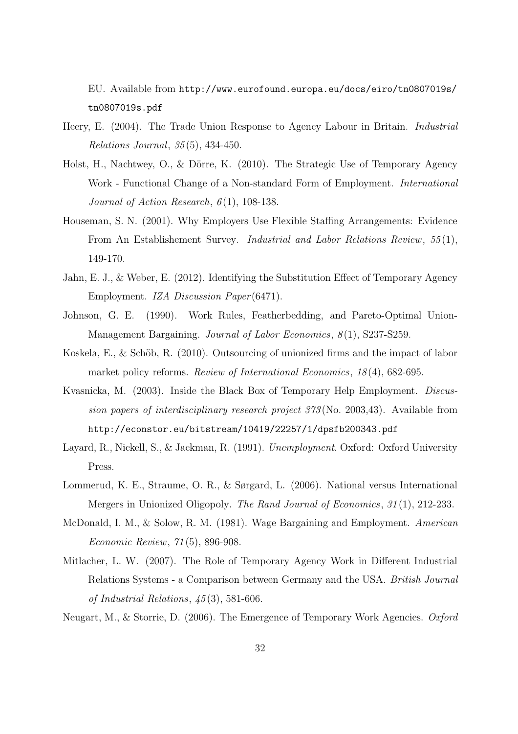EU. Available from http://www.eurofound.europa.eu/docs/eiro/tn0807019s/tn0807019s.pdf

Heery, E. (2004). The Trade Union Response to Agency Labour in Britain. *Industrial Relations Journal*, *35*(5), 434-450.

Holst, H., Nachtwey, O., & Dörre, K. (2010). The Strategic Use of Temporary Agency Work - Functional Change of a Non-standard Form of Employment. *International Journal of Action Research*, *6*(1), 108-138.

Houseman, S. N. (2001). Why Employers Use Flexible Staffing Arrangements: Evidence From An Establishement Survey. *Industrial and Labor Relations Review*, *55*(1), 149-170.

Jahn, E. J., & Weber, E. (2012). Identifying the Substitution Effect of Temporary Agency Employment. *IZA Discussion Paper*(6471).

Johnson, G. E. (1990). Work Rules, Featherbedding, and Pareto-Optimal Union-Management Bargaining. *Journal of Labor Economics*, *8*(1), S237-S259.

Koskela, E., & Schöb, R. (2010). Outsourcing of unionized firms and the impact of labor market policy reforms. *Review of International Economics*, *18*(4), 682-695.

Kvasnicka, M. (2003). Inside the Black Box of Temporary Help Employment. *Discussion papers of interdisciplinary research project 373*(No. 2003,43). Available from http://econstor.eu/bitstream/10419/22257/1/dpsfb200343.pdf

Layard, R., Nickell, S., & Jackman, R. (1991). *Unemployment*. Oxford: Oxford University Press.

Lommerud, K. E., Straume, O. R., & Sørgard, L. (2006). National versus International Mergers in Unionized Oligopoly. *The Rand Journal of Economics*, *31*(1), 212-233.

McDonald, I. M., & Solow, R. M. (1981). Wage Bargaining and Employment. *American Economic Review*, *71*(5), 896-908.

Mitlacher, L. W. (2007). The Role of Temporary Agency Work in Different Industrial Relations Systems - a Comparison between Germany and the USA. *British Journal of Industrial Relations*, *45*(3), 581-606.

Neugart, M., & Storrie, D. (2006). The Emergence of Temporary Work Agencies. *Oxford*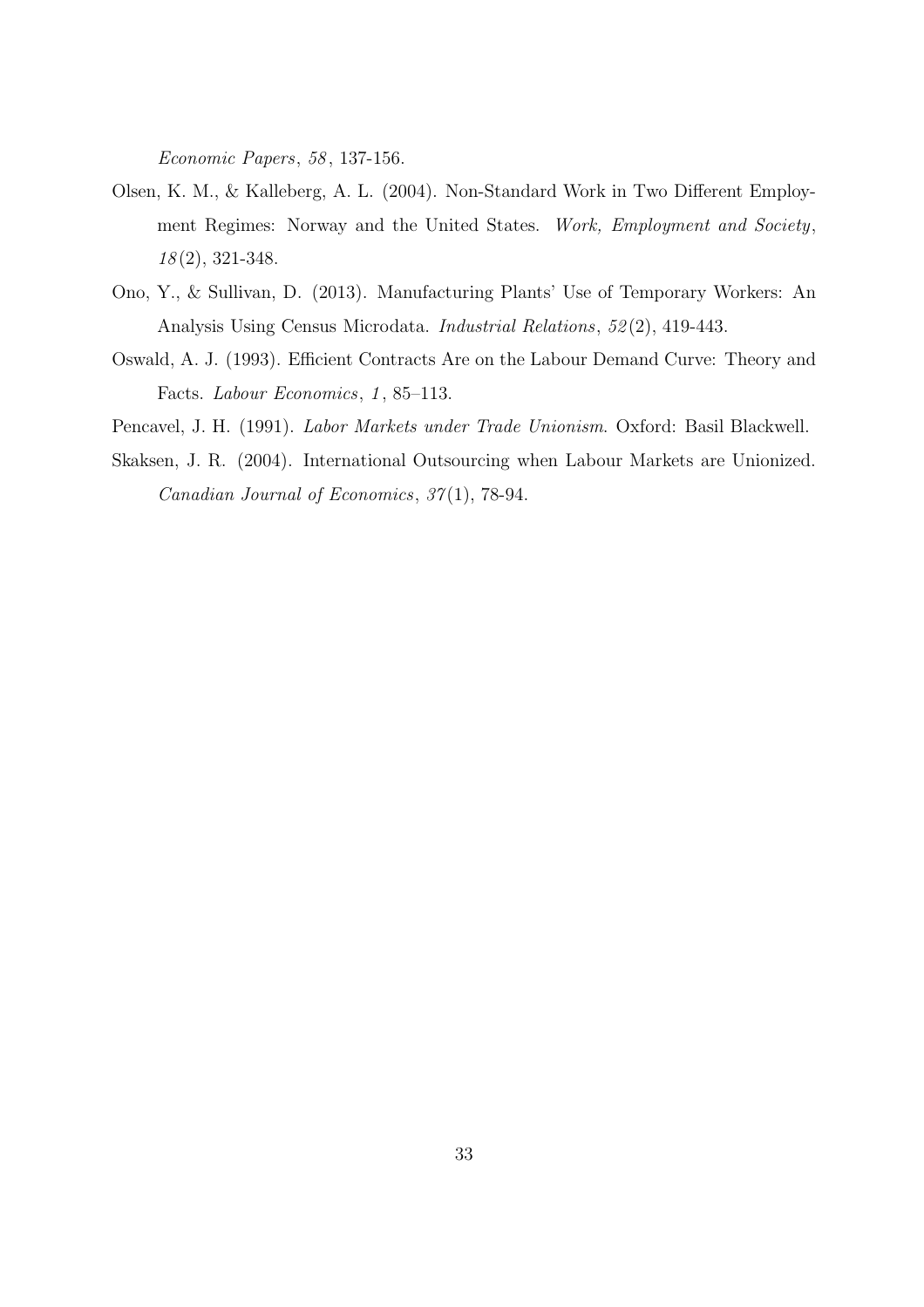*Economic Papers*, *58*, 137-156.

Olsen, K. M., & Kalleberg, A. L. (2004). Non-Standard Work in Two Different Employment Regimes: Norway and the United States. *Work, Employment and Society*, *18*(2), 321-348.

Ono, Y., & Sullivan, D. (2013). Manufacturing Plants' Use of Temporary Workers: An Analysis Using Census Microdata. *Industrial Relations*, *52*(2), 419-443.

Oswald, A. J. (1993). Efficient Contracts Are on the Labour Demand Curve: Theory and Facts. *Labour Economics*, *1*, 85–113.

Pencavel, J. H. (1991). *Labor Markets under Trade Unionism*. Oxford: Basil Blackwell.

Skaksen, J. R. (2004). International Outsourcing when Labour Markets are Unionized. *Canadian Journal of Economics*, *37*(1), 78-94.